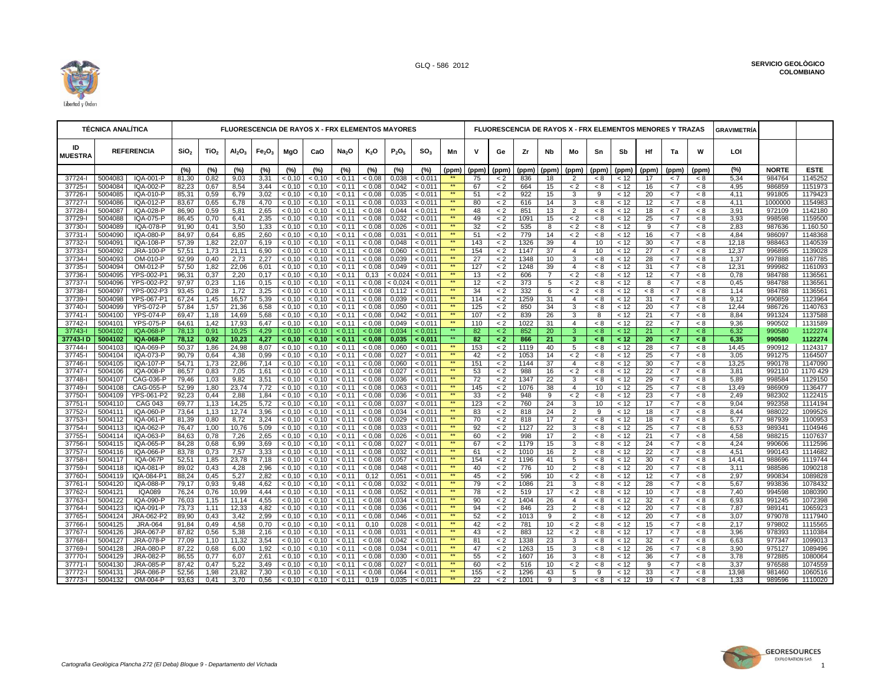GLQ - 586 2012

**SERVICIO GEOLÒGICO COLOMBIANO**

| TÉCNICA ANALÍTICA | | | FLUORESCENCIA DE RAYOS X - FRX ELEMENTOS MAYORES | | | | | | | | | | | FLUORESCENCIA DE RAYOS X - FRX ELEMENTOS MENORES Y TRAZAS | | | | | | | | | | | GRAVIMETRÍA | | |
|---|---|---|---|---|---|---|---|---|---|---|---|---|---|---|---|---|---|---|---|---|---|---|---|---|---|---|---|
| ID MUESTRA | REFERENCIA | | $SiO_2$ | $TiO_2$ | $Al_2O_3$ | $Fe_2O_3$ | MgO | CaO | $Na_2O$ | $K_2O$ | $P_2O_5$ | $SO_3$ | Mn | V | Ge | Zr | Nb | Mo | Sn | Sb | Hf | Ta | W | LOI | | |
| | | | (%) | (%) | (%) | (%) | (%) | (%) | (%) | (%) | (%) | (%) | (ppm) | (ppm) | (ppm) | (ppm) | (ppm) | (ppm) | (ppm) | (ppm) | (ppm) | (ppm) | (ppm) | (%) | NORTE | ESTE |
| 37724-I | 5004083 | IQA-001-P | 81,30 | 0,82 | 9,03 | 3,31 | < 0,10 | < 0,10 | < 0,11 | < 0,08 | 0,038 | < 0,011 | ** | 75 | < 2 | 836 | 18 | 2 | < 8 | < 12 | 17 | < 7 | < 8 | 5,34 | 984764 | 1145252 |
| 37725-I | 5004084 | IQA-002-P | 82,23 | 0,67 | 8,54 | 3,44 | < 0,10 | < 0,10 | < 0,11 | < 0,08 | 0,042 | < 0,011 | ** | 67 | < 2 | 664 | 15 | < 2 | < 8 | < 12 | 16 | < 7 | < 8 | 4,95 | 986859 | 1151973 |
| 37726-I | 5004085 | IQA-010-P | 85,31 | 0,59 | 6,79 | 3,02 | < 0,10 | < 0,10 | < 0,11 | < 0,08 | 0,035 | < 0,011 | ** | 51 | < 2 | 922 | 15 | 3 | 9 | < 12 | 20 | < 7 | < 8 | 4,11 | 991805 | 1179423 |
| 37727-I | 5004086 | IQA-012-P | 83,67 | 0,65 | 6,78 | 4,70 | < 0,10 | < 0,10 | < 0,11 | < 0,08 | 0,033 | < 0,011 | ** | 80 | < 2 | 616 | 14 | 3 | < 8 | < 12 | 12 | < 7 | < 8 | 4,11 | 1000000 | 1154983 |
| 37728-I | 5004087 | IQA-028-P | 86,90 | 0,59 | 5,81 | 2,65 | < 0,10 | < 0,10 | < 0,11 | < 0,08 | 0,044 | < 0,011 | ** | 48 | < 2 | 851 | 13 | 2 | < 8 | < 12 | 18 | < 7 | < 8 | 3,91 | 972109 | 1142180 |
| 37729-I | 5004088 | IQA-075-P | 86,45 | 0,70 | 6,41 | 2,35 | < 0,10 | < 0,10 | < 0,11 | < 0,08 | 0,032 | < 0,011 | ** | 49 | < 2 | 1091 | 15 | < 2 | < 8 | < 12 | 25 | < 7 | < 8 | 3,93 | 998598 | 1159500 |
| 37730-I | 5004089 | IQA-078-P | 91,90 | 0,41 | 3,50 | 1,33 | < 0,10 | < 0,10 | < 0,11 | < 0,08 | 0,026 | < 0,011 | ** | 32 | < 2 | 535 | 8 | < 2 | < 8 | < 12 | 9 | < 7 | < 8 | 2,83 | 987636 | 1.160.50 |
| 37731-I | 5004090 | IQA-080-P | 84,97 | 0,64 | 6,85 | 2,60 | < 0,10 | < 0,10 | < 0,11 | < 0,08 | 0,031 | < 0,011 | ** | 51 | < 2 | 779 | 14 | < 2 | < 8 | < 12 | 16 | < 7 | < 8 | 4,84 | 986097 | 1148368 |
| 37732-I | 5004091 | IQA-108-P | 57,39 | 1,82 | 22,07 | 6,19 | < 0,10 | < 0,10 | < 0,11 | < 0,08 | 0,048 | < 0,011 | ** | 143 | < 2 | 1326 | 39 | 4 | 10 | < 12 | 30 | < 7 | < 8 | 12,18 | 988463 | 1140539 |
| 37733-I | 5004092 | JRA-100-P | 57,51 | 1,73 | 21,11 | 6,90 | < 0,10 | < 0,10 | < 0,11 | < 0,08 | 0,060 | < 0,011 | ** | 154 | < 2 | 1147 | 37 | 4 | 10 | < 12 | 27 | < 7 | < 8 | 12,37 | 996895 | 1139028 |
| 37734-I | 5004093 | OM-010-P | 92,99 | 0,40 | 2,73 | 2,27 | < 0,10 | < 0,10 | < 0,11 | < 0,08 | 0,039 | < 0,011 | ** | 27 | < 2 | 1348 | 10 | 3 | < 8 | < 12 | 28 | < 7 | < 8 | 1,37 | 997888 | 1167785 |
| 37735-I | 5004094 | OM-012-P | 57,50 | 1,82 | 22,06 | 6,01 | < 0,10 | < 0,10 | < 0,11 | < 0,08 | 0,049 | < 0,011 | ** | 127 | < 2 | 1248 | 39 | 4 | < 8 | < 12 | 31 | < 7 | < 8 | 12,31 | 999982 | 1161093 |
| 37736-I | 5004095 | YPS-002-P1 | 96,31 | 0,37 | 2,20 | 0,17 | < 0,10 | < 0,10 | < 0,11 | 0,13 | < 0,024 | < 0,011 | ** | 13 | < 2 | 606 | 7 | < 2 | < 8 | < 12 | 12 | < 7 | < 8 | 0,78 | 984788 | 1136561 |
| 37737-I | 5004096 | YPS-002-P2 | 97,97 | 0,23 | 1,16 | 0,15 | < 0,10 | < 0,10 | < 0,11 | < 0,08 | < 0,024 | < 0,011 | ** | 12 | < 2 | 373 | 5 | < 2 | < 8 | < 12 | 8 | < 7 | < 8 | 0,45 | 984788 | 1136561 |
| 37738-I | 5004097 | YPS-002-P3 | 93,45 | 0,28 | 1,72 | 3,25 | < 0,10 | < 0,10 | < 0,11 | < 0,08 | 0,112 | < 0,011 | ** | 34 | < 2 | 332 | 6 | < 2 | < 8 | < 12 | < 8 | < 7 | < 8 | 1,14 | 984788 | 1136561 |
| 37739-I | 5004098 | YPS-067-P1 | 67,24 | 1,45 | 16,57 | 5,39 | < 0,10 | < 0,10 | < 0,11 | < 0,08 | 0,039 | < 0,011 | ** | 114 | < 2 | 1259 | 31 | 4 | < 8 | < 12 | 31 | < 7 | < 8 | 9,12 | 990859 | 1123964 |
| 37740-I | 5004099 | YPS-072-P | 57,84 | 1,57 | 21,36 | 6,58 | < 0,10 | < 0,10 | < 0,11 | < 0,08 | 0,050 | < 0,011 | ** | 125 | < 2 | 850 | 34 | 3 | < 8 | < 12 | 20 | < 7 | < 8 | 12,44 | 986726 | 1140763 |
| 37741-I | 5004100 | YPS-074-P | 69,47 | 1,18 | 14,69 | 5,68 | < 0,10 | < 0,10 | < 0,11 | < 0,08 | 0,042 | < 0,011 | ** | 107 | < 2 | 839 | 26 | 3 | 8 | < 12 | 21 | < 7 | < 8 | 8,84 | 991324 | 1137588 |
| 37742-I | 5004101 | YPS-075-P | 64,61 | 1,42 | 17,93 | 6,47 | < 0,10 | < 0,10 | < 0,11 | < 0,08 | 0,049 | < 0,011 | ** | 110 | < 2 | 1022 | 31 | 4 | < 8 | < 12 | 22 | < 7 | < 8 | 9,36 | 990502 | 1131589 |
| 37743-I | 5004102 | IQA-068-P | 78,13 | 0,91 | 10,25 | 4,29 | < 0,10 | < 0,10 | < 0,11 | < 0,08 | 0,034 | < 0,011 | ** | 82 | < 2 | 852 | 20 | 3 | < 8 | < 12 | 21 | < 7 | < 8 | 6,32 | 990580 | 1122274 |
| **37743-I D** | **5004102** | **IQA-068-P** | **78,12** | **0,92** | **10,23** | **4,27** | **< 0,10** | **< 0,10** | **< 0,11** | **< 0,08** | **0,035** | **< 0,011** | ** | **82** | **< 2** | **866** | **21** | **3** | **< 8** | **< 12** | **20** | **< 7** | **< 8** | **6,35** | **990580** | **1122274** |
| 37744-I | 5004103 | IQA-069-P | 50,37 | 1,86 | 24,98 | 8,07 | < 0,10 | < 0,10 | < 0,11 | < 0,08 | 0,060 | < 0,011 | ** | 153 | < 2 | 1119 | 40 | 5 | < 8 | < 12 | 28 | < 7 | < 8 | 14,45 | 990912 | 1124317 |
| 37745-I | 5004104 | IQA-073-P | 90,79 | 0,64 | 4,38 | 0,99 | < 0,10 | < 0,10 | < 0,11 | < 0,08 | 0,027 | < 0,011 | ** | 42 | < 2 | 1053 | 14 | < 2 | < 8 | < 12 | 25 | < 7 | < 8 | 3,05 | 991275 | 1164507 |
| 37746-I | 5004105 | IQA-107-P | 54,71 | 1,73 | 22,86 | 7,14 | < 0,10 | < 0,10 | < 0,11 | < 0,08 | 0,060 | < 0,011 | ** | 151 | < 2 | 1144 | 37 | 4 | < 8 | < 12 | 30 | < 7 | < 8 | 13,25 | 990178 | 1147090 |
| 37747-I | 5004106 | IQA-008-P | 86,57 | 0,83 | 7,05 | 1,61 | < 0,10 | < 0,10 | < 0,11 | < 0,08 | 0,027 | < 0,011 | ** | 53 | < 2 | 988 | 16 | < 2 | < 8 | < 12 | 22 | < 7 | < 8 | 3,81 | 992110 | 1170 429 |
| 37748-I | 5004107 | CAG-036-P | 79,46 | 1,03 | 9,82 | 3,51 | < 0,10 | < 0,10 | < 0,11 | < 0,08 | 0,036 | < 0,011 | ** | 72 | < 2 | 1347 | 22 | 3 | < 8 | < 12 | 29 | < 7 | < 8 | 5,89 | 998584 | 1129150 |
| 37749-I | 5004108 | CAG-055-P | 52,99 | 1,80 | 23,74 | 7,72 | < 0,10 | < 0,10 | < 0,11 | < 0,08 | 0,063 | < 0,011 | ** | 145 | < 2 | 1076 | 38 | 4 | 10 | < 12 | 25 | < 7 | < 8 | 13,49 | 986000 | 1136477 |
| 37750-I | 5004109 | YPS-061-P2 | 92,23 | 0,44 | 2,88 | 1,84 | < 0,10 | < 0,10 | < 0,11 | < 0,08 | 0,036 | < 0,011 | ** | 33 | < 2 | 948 | 9 | < 2 | < 8 | < 12 | 23 | < 7 | < 8 | 2,49 | 982302 | 1122415 |
| 37751-I | 5004110 | CAG 043 | 69,77 | 1,13 | 14,25 | 5,72 | < 0,10 | < 0,10 | < 0,11 | < 0,08 | 0,037 | < 0,011 | ** | 123 | < 2 | 760 | 24 | 3 | 10 | < 12 | 17 | < 7 | < 8 | 9,04 | 992358 | 1114194 |
| 37752-I | 5004111 | IQA-060-P | 73,64 | 1,13 | 12,74 | 3,96 | < 0,10 | < 0,10 | < 0,11 | < 0,08 | 0,034 | < 0,011 | ** | 83 | < 2 | 818 | 24 | 2 | 9 | < 12 | 18 | < 7 | < 8 | 8,44 | 988022 | 1099526 |
| 37753-I | 5004112 | IQA-061-P | 81,39 | 0,80 | 8,72 | 3,24 | < 0,10 | < 0,10 | < 0,11 | < 0,08 | 0,029 | < 0,011 | ** | 70 | < 2 | 818 | 17 | 2 | < 8 | < 12 | 18 | < 7 | < 8 | 5,77 | 987939 | 1100953 |
| 37754-I | 5004113 | IQA-062-P | 76,47 | 1,00 | 10,76 | 5,09 | < 0,10 | < 0,10 | < 0,11 | < 0,08 | 0,033 | < 0,011 | ** | 92 | < 2 | 1127 | 22 | 3 | < 8 | < 12 | 25 | < 7 | < 8 | 6,53 | 989341 | 1104946 |
| 37755-I | 5004114 | IQA-063-P | 84,63 | 0,78 | 7,26 | 2,65 | < 0,10 | < 0,10 | < 0,11 | < 0,08 | 0,026 | < 0,011 | ** | 60 | < 2 | 998 | 17 | 2 | < 8 | < 12 | 21 | < 7 | < 8 | 4,58 | 988215 | 1107637 |
| 37756-I | 5004115 | IQA-065-P | 84,28 | 0,68 | 6,99 | 3,69 | < 0,10 | < 0,10 | < 0,11 | < 0,08 | 0,027 | < 0,011 | ** | 67 | < 2 | 1179 | 15 | 3 | < 8 | < 12 | 24 | < 7 | < 8 | 4,24 | 990606 | 1112596 |
| 37757-I | 5004116 | IQA-066-P | 83,78 | 0,73 | 7,57 | 3,33 | < 0,10 | < 0,10 | < 0,11 | < 0,08 | 0,032 | < 0,011 | ** | 61 | < 2 | 1010 | 16 | 2 | < 8 | < 12 | 22 | < 7 | < 8 | 4,51 | 990143 | 1114682 |
| 37758-I | 5004117 | IQA-067P | 52,51 | 1,85 | 23,78 | 7,18 | < 0,10 | < 0,10 | < 0,11 | < 0,08 | 0,057 | < 0,011 | ** | 154 | < 2 | 1196 | 41 | 5 | < 8 | < 12 | 30 | < 7 | < 8 | 14,41 | 988696 | 1119744 |
| 37759-I | 5004118 | IQA-081-P | 89,02 | 0,43 | 4,28 | 2,96 | < 0,10 | < 0,10 | < 0,11 | < 0,08 | 0,048 | < 0,011 | ** | 40 | < 2 | 776 | 10 | 2 | < 8 | < 12 | 20 | < 7 | < 8 | 3,11 | 988586 | 1090218 |
| 37760-I | 5004119 | IQA-084-P1 | 88,24 | 0,45 | 5,27 | 2,82 | < 0,10 | < 0,10 | < 0,11 | 0,12 | 0,051 | < 0,011 | ** | 45 | < 2 | 596 | 10 | < 2 | < 8 | < 12 | 12 | < 7 | < 8 | 2,97 | 990834 | 1089828 |
| 37761-I | 5004120 | IQA-088-P | 79,17 | 0,93 | 9,48 | 4,62 | < 0,10 | < 0,10 | < 0,11 | < 0,08 | 0,032 | < 0,011 | ** | 79 | < 2 | 1086 | 21 | 3 | < 8 | < 12 | 28 | < 7 | < 8 | 5,67 | 993836 | 1078432 |
| 37762-I | 5004121 | IQA089 | 76,24 | 0,76 | 10,99 | 4,44 | < 0,10 | < 0,10 | < 0,11 | < 0,08 | 0,052 | < 0,011 | ** | 78 | < 2 | 519 | 17 | < 2 | < 8 | < 12 | 10 | < 7 | < 8 | 7,40 | 994598 | 1080390 |
| 37763-I | 5004122 | IQA-090-P | 76,03 | 1,15 | 11,14 | 4,55 | < 0,10 | < 0,10 | < 0,11 | < 0,08 | 0,034 | < 0,011 | ** | 90 | < 2 | 1404 | 26 | 4 | < 8 | < 12 | 32 | < 7 | < 8 | 6,93 | 991245 | 1072398 |
| 37764-I | 5004123 | IQA-091-P | 73,73 | 1,11 | 12,33 | 4,82 | < 0,10 | < 0,10 | < 0,11 | < 0,08 | 0,036 | < 0,011 | ** | 94 | < 2 | 846 | 23 | 2 | < 8 | < 12 | 20 | < 7 | < 8 | 7,87 | 989141 | 1065923 |
| 37765-I | 5004124 | JRA-062-P2 | 89,90 | 0,43 | 3,42 | 2,99 | < 0,10 | < 0,10 | < 0,11 | < 0,08 | 0,046 | < 0,011 | ** | 52 | < 2 | 1013 | 9 | 2 | < 8 | < 12 | 20 | < 7 | < 8 | 3,07 | 979078 | 1117940 |
| 37766-I | 5004125 | JRA-064 | 91,84 | 0,49 | 4,58 | 0,70 | < 0,10 | < 0,10 | < 0,11 | 0,10 | 0,028 | < 0,011 | ** | 42 | < 2 | 781 | 10 | < 2 | < 8 | < 12 | 15 | < 7 | < 8 | 2,17 | 979802 | 1115565 |
| 37767-I | 5004126 | JRA-067-P | 87,82 | 0,56 | 5,38 | 2,16 | < 0,10 | < 0,10 | < 0,11 | < 0,08 | 0,031 | < 0,011 | ** | 43 | < 2 | 883 | 12 | < 2 | < 8 | < 12 | 17 | < 7 | < 8 | 3,96 | 978393 | 1110384 |
| 37768-I | 5004127 | JRA-078-P | 77,09 | 1,10 | 11,32 | 3,54 | < 0,10 | < 0,10 | < 0,11 | < 0,08 | 0,042 | < 0,011 | ** | 81 | < 2 | 1338 | 23 | 3 | < 8 | < 12 | 32 | < 7 | < 8 | 6,63 | 977347 | 1099013 |
| 37769-I | 5004128 | JRA-080-P | 87,22 | 0,68 | 6,00 | 1,92 | < 0,10 | < 0,10 | < 0,11 | < 0,08 | 0,034 | < 0,011 | ** | 47 | < 2 | 1263 | 15 | 3 | < 8 | < 12 | 26 | < 7 | < 8 | 3,90 | 975127 | 1089496 |
| 37770-I | 5004129 | JRA-082-P | 86,55 | 0,77 | 6,07 | 2,61 | < 0,10 | < 0,10 | < 0,11 | < 0,08 | 0,030 | < 0,011 | ** | 55 | < 2 | 1607 | 16 | 3 | < 8 | < 12 | 36 | < 7 | < 8 | 3,78 | 972885 | 1080064 |
| 37771-I | 5004130 | JRA-085-P | 87,42 | 0,47 | 5,22 | 3,49 | < 0,10 | < 0,10 | < 0,11 | < 0,08 | 0,027 | < 0,011 | ** | 60 | < 2 | 516 | 10 | < 2 | < 8 | < 12 | 9 | < 7 | < 8 | 3,37 | 976588 | 1074559 |
| 37772-I | 5004131 | JRA-086-P | 52,56 | 1,98 | 23,82 | 7,30 | < 0,10 | < 0,10 | < 0,11 | < 0,08 | 0,064 | < 0,011 | ** | 155 | < 2 | 1296 | 43 | 5 | 9 | < 12 | 33 | < 7 | < 8 | 13,98 | 981460 | 1060516 |
| 37773-I | 5004132 | OM-004-P | 93,63 | 0,41 | 3,70 | 0,56 | < 0,10 | < 0,10 | < 0,11 | 0,19 | 0,035 | < 0,011 | ** | 22 | < 2 | 1001 | 9 | 3 | < 8 | < 12 | 19 | < 7 | < 8 | 1,33 | 989596 | 1110020 |

*Cartografía Geològica Plancha 272 (El Deba) Bloque 9 - Departamento del Vichada*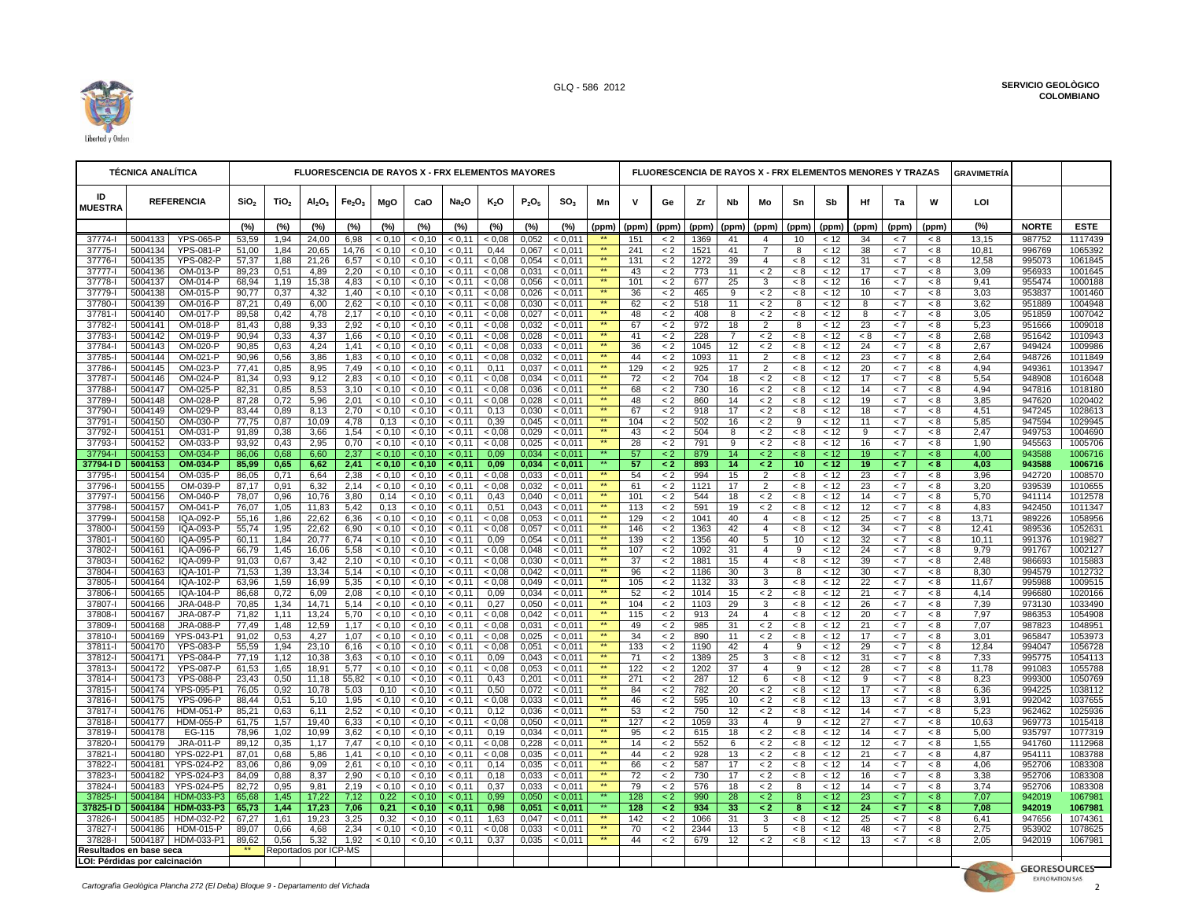| TÉCNICA ANALÍTICA | | | FLUORESCENCIA DE RAYOS X - FRX ELEMENTOS MAYORES | | | | | | | | | | | FLUORESCENCIA DE RAYOS X - FRX ELEMENTOS MENORES Y TRAZAS | | | | | | | | | | | GRAVIMETRÍA | | |
|---|---|---|---|---|---|---|---|---|---|---|---|---|---|---|---|---|---|---|---|---|---|---|---|---|---|---|---|
| ID MUESTRA | REFERENCIA | | $SiO_2$ | $TiO_2$ | $Al_2O_3$ | $Fe_2O_3$ | MgO | CaO | $Na_2O$ | $K_2O$ | $P_2O_5$ | $SO_3$ | Mn | V | Ge | Zr | Nb | Mo | Sn | Sb | Hf | Ta | W | LOI | | |
| | | | (%) | (%) | (%) | (%) | (%) | (%) | (%) | (%) | (%) | (%) | (ppm) | (ppm) | (ppm) | (ppm) | (ppm) | (ppm) | (ppm) | (ppm) | (ppm) | (ppm) | (ppm) | (%) | NORTE | ESTE |
| 37774-I | 5004133 | YPS-065-P | 53,59 | 1,94 | 24,00 | 6,98 | < 0,10 | < 0,10 | < 0,11 | < 0,08 | 0,052 | < 0,011 | ** | 151 | < 2 | 1369 | 41 | 4 | 10 | < 12 | 34 | < 7 | < 8 | 13,15 | 987752 | 1117439 |
| 37775-I | 5004134 | YPS-081-P | 51,00 | 1,84 | 20,65 | 14,76 | < 0,10 | < 0,10 | < 0,11 | 0,44 | 0,067 | < 0,011 | ** | 241 | < 2 | 1521 | 41 | 7 | 8 | < 12 | 38 | < 7 | < 8 | 10,81 | 996769 | 1065392 |
| 37776-I | 5004135 | YPS-082-P | 57,37 | 1,88 | 21,26 | 6,57 | < 0,10 | < 0,10 | < 0,11 | < 0,08 | 0,054 | < 0,011 | ** | 131 | < 2 | 1272 | 39 | 4 | < 8 | < 12 | 31 | < 7 | < 8 | 12,58 | 995073 | 1061845 |
| 37777-I | 5004136 | OM-013-P | 89,23 | 0,51 | 4,89 | 2,20 | < 0,10 | < 0,10 | < 0,11 | < 0,08 | 0,031 | < 0,011 | ** | 43 | < 2 | 773 | 11 | < 2 | < 8 | < 12 | 17 | < 7 | < 8 | 3,09 | 956933 | 1001645 |
| 37778-I | 5004137 | OM-014-P | 68,94 | 1,19 | 15,38 | 4,83 | < 0,10 | < 0,10 | < 0,11 | < 0,08 | 0,056 | < 0,011 | ** | 101 | < 2 | 677 | 25 | 3 | < 8 | < 12 | 16 | < 7 | < 8 | 9,41 | 955474 | 1000188 |
| 37779-I | 5004138 | OM-015-P | 90,77 | 0,37 | 4,32 | 1,40 | < 0,10 | < 0,10 | < 0,11 | < 0,08 | 0,026 | < 0,011 | ** | 36 | < 2 | 465 | 9 | < 2 | < 8 | < 12 | 10 | < 7 | < 8 | 3,03 | 953837 | 1001460 |
| 37780-I | 5004139 | OM-016-P | 87,21 | 0,49 | 6,00 | 2,62 | < 0,10 | < 0,10 | < 0,11 | < 0,08 | 0,030 | < 0,011 | ** | 62 | < 2 | 518 | 11 | < 2 | 8 | < 12 | 8 | < 7 | < 8 | 3,62 | 951889 | 1004948 |
| 37781-I | 5004140 | OM-017-P | 89,58 | 0,42 | 4,78 | 2,17 | < 0,10 | < 0,10 | < 0,11 | < 0,08 | 0,027 | < 0,011 | ** | 48 | < 2 | 408 | 8 | < 2 | < 8 | < 12 | 8 | < 7 | < 8 | 3,05 | 951859 | 1007042 |
| 37782-I | 5004141 | OM-018-P | 81,43 | 0,88 | 9,33 | 2,92 | < 0,10 | < 0,10 | < 0,11 | < 0,08 | 0,032 | < 0,011 | ** | 67 | < 2 | 972 | 18 | 2 | 8 | < 12 | 23 | < 7 | < 8 | 5,23 | 951666 | 1009018 |
| 37783-I | 5004142 | OM-019-P | 90,94 | 0,33 | 4,37 | 1,66 | < 0,10 | < 0,10 | < 0,11 | < 0,08 | 0,028 | < 0,011 | ** | 41 | < 2 | 228 | 7 | < 2 | < 8 | < 12 | < 8 | < 7 | < 8 | 2,68 | 951642 | 1010943 |
| 37784-I | 5004143 | OM-020-P | 90,85 | 0,63 | 4,24 | 1,41 | < 0,10 | < 0,10 | < 0,11 | < 0,08 | 0,033 | < 0,011 | ** | 36 | < 2 | 1045 | 12 | < 2 | < 8 | < 12 | 24 | < 7 | < 8 | 2,67 | 949424 | 1009986 |
| 37785-I | 5004144 | OM-021-P | 90,96 | 0,56 | 3,86 | 1,83 | < 0,10 | < 0,10 | < 0,11 | < 0,08 | 0,032 | < 0,011 | ** | 44 | < 2 | 1093 | 11 | 2 | < 8 | < 12 | 23 | < 7 | < 8 | 2,64 | 948726 | 1011849 |
| 37786-I | 5004145 | OM-023-P | 77,41 | 0,85 | 8,95 | 7,49 | < 0,10 | < 0,10 | < 0,11 | 0,11 | 0,037 | < 0,011 | ** | 129 | < 2 | 925 | 17 | 2 | < 8 | < 12 | 20 | < 7 | < 8 | 4,94 | 949361 | 1013947 |
| 37787-I | 5004146 | OM-024-P | 81,34 | 0,93 | 9,12 | 2,83 | < 0,10 | < 0,10 | < 0,11 | < 0,08 | 0,034 | < 0,011 | ** | 72 | < 2 | 704 | 18 | < 2 | < 8 | < 12 | 17 | < 7 | < 8 | 5,54 | 948908 | 1016048 |
| 37788-I | 5004147 | OM-025-P | 82,31 | 0,85 | 8,53 | 3,10 | < 0,10 | < 0,10 | < 0,11 | < 0,08 | 0,036 | < 0,011 | ** | 68 | < 2 | 730 | 16 | < 2 | < 8 | < 12 | 14 | < 7 | < 8 | 4,94 | 947816 | 1018180 |
| 37789-I | 5004148 | OM-028-P | 87,28 | 0,72 | 5,96 | 2,01 | < 0,10 | < 0,10 | < 0,11 | < 0,08 | 0,028 | < 0,011 | ** | 48 | < 2 | 860 | 14 | < 2 | < 8 | < 12 | 19 | < 7 | < 8 | 3,85 | 947620 | 1020402 |
| 37790-I | 5004149 | OM-029-P | 83,44 | 0,89 | 8,13 | 2,70 | < 0,10 | < 0,10 | < 0,11 | 0,13 | 0,030 | < 0,011 | ** | 67 | < 2 | 918 | 17 | < 2 | < 8 | < 12 | 18 | < 7 | < 8 | 4,51 | 947245 | 1028613 |
| 37791-I | 5004150 | OM-030-P | 77,75 | 0,87 | 10,09 | 4,78 | 0,13 | < 0,10 | < 0,11 | 0,39 | 0,045 | < 0,011 | ** | 104 | < 2 | 502 | 16 | < 2 | 9 | < 12 | 11 | < 7 | < 8 | 5,85 | 947594 | 1029945 |
| 37792-I | 5004151 | OM-031-P | 91,89 | 0,38 | 3,66 | 1,54 | < 0,10 | < 0,10 | < 0,11 | < 0,08 | 0,029 | < 0,011 | ** | 43 | < 2 | 504 | 8 | < 2 | < 8 | < 12 | 9 | < 7 | < 8 | 2,47 | 949753 | 1004690 |
| 37793-I | 5004152 | OM-033-P | 93,92 | 0,43 | 2,95 | 0,70 | < 0,10 | < 0,10 | < 0,11 | < 0,08 | 0,025 | < 0,011 | ** | 28 | < 2 | 791 | 9 | < 2 | < 8 | < 12 | 16 | < 7 | < 8 | 1,90 | 945563 | 1005706 |
| 37794-I | 5004153 | OM-034-P | 86,06 | 0,68 | 6,60 | 2,37 | < 0,10 | < 0,10 | < 0,11 | 0,09 | 0,034 | < 0,011 | ** | 57 | < 2 | 879 | 14 | < 2 | < 8 | < 12 | 19 | < 7 | < 8 | 4,00 | 943588 | 1006716 |
| **37794-I D** | **5004153** | **OM-034-P** | **85,99** | **0,65** | **6,62** | **2,41** | **< 0,10** | **< 0,10** | **< 0,11** | **0,09** | **0,034** | **< 0,011** | ** | **57** | **< 2** | **893** | **14** | **< 2** | **10** | **< 12** | **19** | **< 7** | **< 8** | **4,03** | **943588** | **1006716** |
| 37795-I | 5004154 | OM-035-P | 86,05 | 0,71 | 6,64 | 2,38 | < 0,10 | < 0,10 | < 0,11 | < 0,08 | 0,033 | < 0,011 | ** | 54 | < 2 | 994 | 15 | 2 | < 8 | < 12 | 23 | < 7 | < 8 | 3,96 | 942720 | 1008570 |
| 37796-I | 5004155 | OM-039-P | 87,17 | 0,91 | 6,32 | 2,14 | < 0,10 | < 0,10 | < 0,11 | < 0,08 | 0,032 | < 0,011 | ** | 61 | < 2 | 1121 | 17 | 2 | < 8 | < 12 | 23 | < 7 | < 8 | 3,20 | 939539 | 1010655 |
| 37797-I | 5004156 | OM-040-P | 78,07 | 0,96 | 10,76 | 3,80 | 0,14 | < 0,10 | < 0,11 | 0,43 | 0,040 | < 0,011 | ** | 101 | < 2 | 544 | 18 | < 2 | < 8 | < 12 | 14 | < 7 | < 8 | 5,70 | 941114 | 1012578 |
| 37798-I | 5004157 | OM-041-P | 76,07 | 1,05 | 11,83 | 5,42 | 0,13 | < 0,10 | < 0,11 | 0,51 | 0,043 | < 0,011 | ** | 113 | < 2 | 591 | 19 | < 2 | < 8 | < 12 | 12 | < 7 | < 8 | 4,83 | 942450 | 1011347 |
| 37799-I | 5004158 | IQA-092-P | 55,16 | 1,86 | 22,62 | 6,36 | < 0,10 | < 0,10 | < 0,11 | < 0,08 | 0,053 | < 0,011 | ** | 129 | < 2 | 1041 | 40 | 4 | < 8 | < 12 | 25 | < 7 | < 8 | 13,71 | 989226 | 1058956 |
| 37800-I | 5004159 | IQA-093-P | 55,74 | 1,95 | 22,62 | 6,90 | < 0,10 | < 0,10 | < 0,11 | < 0,08 | 0,057 | < 0,011 | ** | 146 | < 2 | 1363 | 42 | 4 | < 8 | < 12 | 34 | < 7 | < 8 | 12,41 | 989536 | 1052631 |
| 37801-I | 5004160 | IQA-095-P | 60,11 | 1,84 | 20,77 | 6,74 | < 0,10 | < 0,10 | < 0,11 | 0,09 | 0,054 | < 0,011 | ** | 139 | < 2 | 1356 | 40 | 5 | 10 | < 12 | 32 | < 7 | < 8 | 10,11 | 991376 | 1019827 |
| 37802-I | 5004161 | IQA-096-P | 66,79 | 1,45 | 16,06 | 5,58 | < 0,10 | < 0,10 | < 0,11 | < 0,08 | 0,048 | < 0,011 | ** | 107 | < 2 | 1092 | 31 | 4 | 9 | < 12 | 24 | < 7 | < 8 | 9,79 | 991767 | 1002127 |
| 37803-I | 5004162 | IQA-099-P | 91,03 | 0,67 | 3,42 | 2,10 | < 0,10 | < 0,10 | < 0,11 | < 0,08 | 0,030 | < 0,011 | ** | 37 | < 2 | 1881 | 15 | 4 | < 8 | < 12 | 39 | < 7 | < 8 | 2,48 | 986693 | 1015883 |
| 37804-I | 5004163 | IQA-101-P | 71,53 | 1,39 | 13,34 | 5,14 | < 0,10 | < 0,10 | < 0,11 | < 0,08 | 0,042 | < 0,011 | ** | 96 | < 2 | 1186 | 30 | 3 | 8 | < 12 | 30 | < 7 | < 8 | 8,30 | 994579 | 1012732 |
| 37805-I | 5004164 | IQA-102-P | 63,96 | 1,59 | 16,99 | 5,35 | < 0,10 | < 0,10 | < 0,11 | < 0,08 | 0,049 | < 0,011 | ** | 105 | < 2 | 1132 | 33 | 3 | < 8 | < 12 | 22 | < 7 | < 8 | 11,67 | 995988 | 1009515 |
| 37806-I | 5004165 | IQA-104-P | 86,68 | 0,72 | 6,09 | 2,08 | < 0,10 | < 0,10 | < 0,11 | 0,09 | 0,034 | < 0,011 | ** | 52 | < 2 | 1014 | 15 | < 2 | < 8 | < 12 | 21 | < 7 | < 8 | 4,14 | 996680 | 1020166 |
| 37807-I | 5004166 | JRA-048-P | 70,85 | 1,34 | 14,71 | 5,14 | < 0,10 | < 0,10 | < 0,11 | 0,27 | 0,050 | < 0,011 | ** | 104 | < 2 | 1103 | 29 | 3 | < 8 | < 12 | 26 | < 7 | < 8 | 7,39 | 973130 | 1033490 |
| 37808-I | 5004167 | JRA-087-P | 71,82 | 1,11 | 13,24 | 5,70 | < 0,10 | < 0,10 | < 0,11 | < 0,08 | 0,042 | < 0,011 | ** | 115 | < 2 | 913 | 24 | 4 | < 8 | < 12 | 20 | < 7 | < 8 | 7,97 | 986353 | 1054908 |
| 37809-I | 5004168 | JRA-088-P | 77,49 | 1,48 | 12,59 | 1,17 | < 0,10 | < 0,10 | < 0,11 | < 0,08 | 0,031 | < 0,011 | ** | 49 | < 2 | 985 | 31 | < 2 | < 8 | < 12 | 21 | < 7 | < 8 | 7,07 | 987823 | 1048951 |
| 37810-I | 5004169 | YPS-043-P1 | 91,02 | 0,53 | 4,27 | 1,07 | < 0,10 | < 0,10 | < 0,11 | < 0,08 | 0,025 | < 0,011 | ** | 34 | < 2 | 890 | 11 | < 2 | < 8 | < 12 | 17 | < 7 | < 8 | 3,01 | 965847 | 1053973 |
| 37811-I | 5004170 | YPS-083-P | 55,59 | 1,94 | 23,10 | 6,16 | < 0,10 | < 0,10 | < 0,11 | < 0,08 | 0,051 | < 0,011 | ** | 133 | < 2 | 1190 | 42 | 4 | 9 | < 12 | 29 | < 7 | < 8 | 12,84 | 994047 | 1056728 |
| 37812-I | 5004171 | YPS-084-P | 77,19 | 1,12 | 10,38 | 3,63 | < 0,10 | < 0,10 | < 0,11 | 0,09 | 0,043 | < 0,011 | ** | 71 | < 2 | 1389 | 25 | 3 | < 8 | < 12 | 31 | < 7 | < 8 | 7,33 | 995775 | 1054113 |
| 37813-I | 5004172 | YPS-087-P | 61,53 | 1,65 | 18,91 | 5,77 | < 0,10 | < 0,10 | < 0,11 | < 0,08 | 0,053 | < 0,011 | ** | 122 | < 2 | 1202 | 37 | 4 | 9 | < 12 | 28 | < 7 | < 8 | 11,78 | 991083 | 1055788 |
| 37814-I | 5004173 | YPS-088-P | 23,43 | 0,50 | 11,18 | 55,82 | < 0,10 | < 0,10 | < 0,11 | 0,43 | 0,201 | < 0,011 | ** | 271 | < 2 | 287 | 12 | 6 | < 8 | < 12 | 9 | < 7 | < 8 | 8,23 | 999300 | 1050769 |
| 37815-I | 5004174 | YPS-095-P1 | 76,05 | 0,92 | 10,78 | 5,03 | 0,10 | < 0,10 | < 0,11 | 0,50 | 0,072 | < 0,011 | ** | 84 | < 2 | 782 | 20 | < 2 | < 8 | < 12 | 17 | < 7 | < 8 | 6,36 | 994225 | 1038112 |
| 37816-I | 5004175 | YPS-096-P | 88,44 | 0,51 | 5,10 | 1,95 | < 0,10 | < 0,10 | < 0,11 | < 0,08 | 0,033 | < 0,011 | ** | 46 | < 2 | 595 | 10 | < 2 | < 8 | < 12 | 13 | < 7 | < 8 | 3,91 | 992042 | 1037655 |
| 37817-I | 5004176 | HDM-051-P | 85,21 | 0,63 | 6,11 | 2,52 | < 0,10 | < 0,10 | < 0,11 | 0,12 | 0,036 | < 0,011 | ** | 53 | < 2 | 750 | 12 | < 2 | < 8 | < 12 | 14 | < 7 | < 8 | 5,23 | 962462 | 1025936 |
| 37818-I | 5004177 | HDM-055-P | 61,75 | 1,57 | 19,40 | 6,33 | < 0,10 | < 0,10 | < 0,11 | < 0,08 | 0,050 | < 0,011 | ** | 127 | < 2 | 1059 | 33 | 4 | 9 | < 12 | 27 | < 7 | < 8 | 10,63 | 969773 | 1015418 |
| 37819-I | 5004178 | EG-115 | 78,96 | 1,02 | 10,99 | 3,62 | < 0,10 | < 0,10 | < 0,11 | 0,19 | 0,034 | < 0,011 | ** | 95 | < 2 | 615 | 18 | < 2 | < 8 | < 12 | 14 | < 7 | < 8 | 5,00 | 935797 | 1077319 |
| 37820-I | 5004179 | JRA-011-P | 89,12 | 0,35 | 1,17 | 7,47 | < 0,10 | < 0,10 | < 0,11 | < 0,08 | 0,228 | < 0,011 | ** | 14 | < 2 | 552 | 6 | < 2 | < 8 | < 12 | 12 | < 7 | < 8 | 1,55 | 941760 | 1112968 |
| 37821-I | 5004180 | YPS-022-P1 | 87,01 | 0,68 | 5,86 | 1,41 | < 0,10 | < 0,10 | < 0,11 | < 0,08 | 0,035 | < 0,011 | ** | 44 | < 2 | 928 | 13 | < 2 | < 8 | < 12 | 21 | < 7 | < 8 | 4,87 | 954111 | 1083788 |
| 37822-I | 5004181 | YPS-024-P2 | 83,06 | 0,86 | 9,09 | 2,61 | < 0,10 | < 0,10 | < 0,11 | 0,14 | 0,035 | < 0,011 | ** | 66 | < 2 | 587 | 17 | < 2 | < 8 | < 12 | 14 | < 7 | < 8 | 4,06 | 952706 | 1083308 |
| 37823-I | 5004182 | YPS-024-P3 | 84,09 | 0,88 | 8,37 | 2,90 | < 0,10 | < 0,10 | < 0,11 | 0,18 | 0,033 | < 0,011 | ** | 72 | < 2 | 730 | 17 | < 2 | < 8 | < 12 | 16 | < 7 | < 8 | 3,38 | 952706 | 1083308 |
| 37824-I | 5004183 | YPS-024-P5 | 82,72 | 0,95 | 9,81 | 2,19 | < 0,10 | < 0,10 | < 0,11 | 0,37 | 0,033 | < 0,011 | ** | 79 | < 2 | 576 | 18 | < 2 | 8 | < 12 | 14 | < 7 | < 8 | 3,74 | 952706 | 1083308 |
| 37825-I | 5004184 | HDM-033-P3 | 65,68 | 1,45 | 17,22 | 7,12 | 0,22 | < 0,10 | < 0,11 | 0,99 | 0,050 | < 0,011 | ** | 128 | < 2 | 990 | 28 | < 2 | 8 | < 12 | 23 | < 7 | < 8 | 7,07 | 942019 | 1067981 |
| **37825-I D** | **5004184** | **HDM-033-P3** | **65,73** | **1,44** | **17,23** | **7,06** | **0,21** | **< 0,10** | **< 0,11** | **0,98** | **0,051** | **< 0,011** | ** | **128** | **< 2** | **934** | **33** | **< 2** | **8** | **< 12** | **24** | **< 7** | **< 8** | **7,08** | **942019** | **1067981** |
| 37826-I | 5004185 | HDM-032-P2 | 67,27 | 1,61 | 19,23 | 3,25 | 0,32 | < 0,10 | < 0,11 | 1,63 | 0,047 | < 0,011 | ** | 142 | < 2 | 1066 | 31 | 3 | < 8 | < 12 | 25 | < 7 | < 8 | 6,41 | 947656 | 1074361 |
| 37827-I | 5004186 | HDM-015-P | 89,07 | 0,66 | 4,68 | 2,34 | < 0,10 | < 0,10 | < 0,11 | < 0,08 | 0,033 | < 0,011 | ** | 70 | < 2 | 2344 | 13 | 5 | < 8 | < 12 | 48 | < 7 | < 8 | 2,75 | 953902 | 1078625 |
| 37828-I | 5004187 | HDM-033-P1 | 89,62 | 0,56 | 5,32 | 1,92 | < 0,10 | < 0,10 | < 0,11 | 0,37 | 0,035 | < 0,011 | ** | 44 | < 2 | 679 | 12 | < 2 | < 8 | < 12 | 13 | < 7 | < 8 | 2,05 | 942019 | 1067981 |
| Resultados en base seca | | | ** | Reportados por ICP-MS | | | | | | | | | | | | | | | | | | | | | | |
| LOI: Pérdidas por calcinación | | | | | | | | | | | | | | | | | | | | | | | | | | |

*Cartografía Geológica Plancha 272 (El Deba) Bloque 9 - Departamento del Vichada*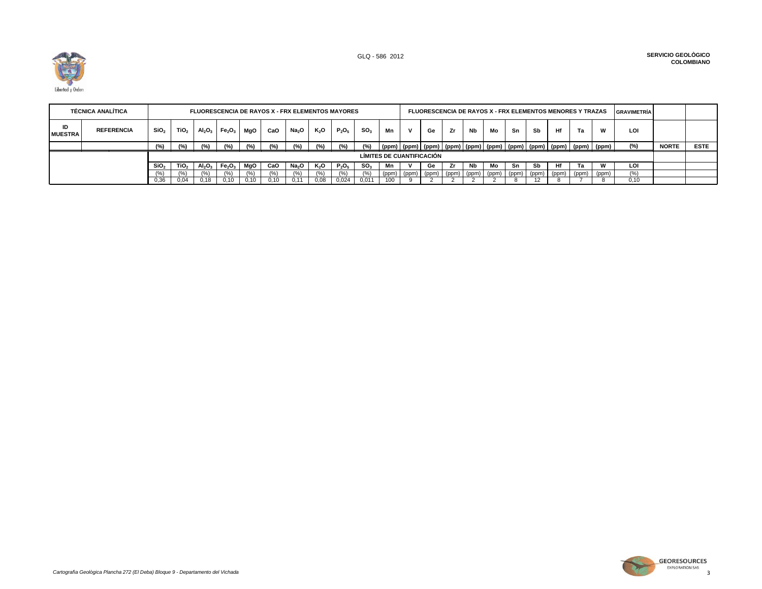GLQ - 586 2012

**SERVICIO GEOLÒGICO COLOMBIANO**

| TÉCNICA ANALÍTICA | | FLUORESCENCIA DE RAYOS X - FRX ELEMENTOS MAYORES | | | | | | | | | | | FLUORESCENCIA DE RAYOS X - FRX ELEMENTOS MENORES Y TRAZAS | | | | | | | | | | GRAVIMETRÍA | | |
|---|---|---|---|---|---|---|---|---|---|---|---|---|---|---|---|---|---|---|---|---|---|---|---|---|---|
| ID MUESTRA | REFERENCIA | $SiO_2$ | $TiO_2$ | $Al_2O_3$ | $Fe_2O_3$ | MgO | CaO | $Na_2O$ | $K_2O$ | $P_2O_5$ | $SO_3$ | Mn | V | Ge | Zr | Nb | Mo | Sn | Sb | Hf | Ta | W | LOI | | |
| | | (%) | (%) | (%) | (%) | (%) | (%) | (%) | (%) | (%) | (%) | (ppm) | (ppm) | (ppm) | (ppm) | (ppm) | (ppm) | (ppm) | (ppm) | (ppm) | (ppm) | (ppm) | (%) | NORTE | ESTE |
| | | LÍMITES DE CUANTIFICACIÓN | | | | | | | | | | | | | | | | | | | | | | | |
| | | $SiO_2$ | $TiO_2$ | $Al_2O_3$ | $Fe_2O_3$ | MgO | CaO | $Na_2O$ | $K_2O$ | $P_2O_5$ | $SO_3$ | Mn | V | Ge | Zr | Nb | Mo | Sn | Sb | Hf | Ta | W | LOI | | |
| | | (%) | (%) | (%) | (%) | (%) | (%) | (%) | (%) | (%) | (%) | (ppm) | (ppm) | (ppm) | (ppm) | (ppm) | (ppm) | (ppm) | (ppm) | (ppm) | (ppm) | (ppm) | (%) | | |
| | | 0,36 | 0,04 | 0,18 | 0,10 | 0,10 | 0,10 | 0,11 | 0,08 | 0,024 | 0,011 | 100 | 9 | 2 | 2 | 2 | 2 | 8 | 12 | 8 | 7 | 8 | 0,10 | | |

*Cartografia Geològica Plancha 272 (El Deba) Bloque 9 - Departamento del Vichada*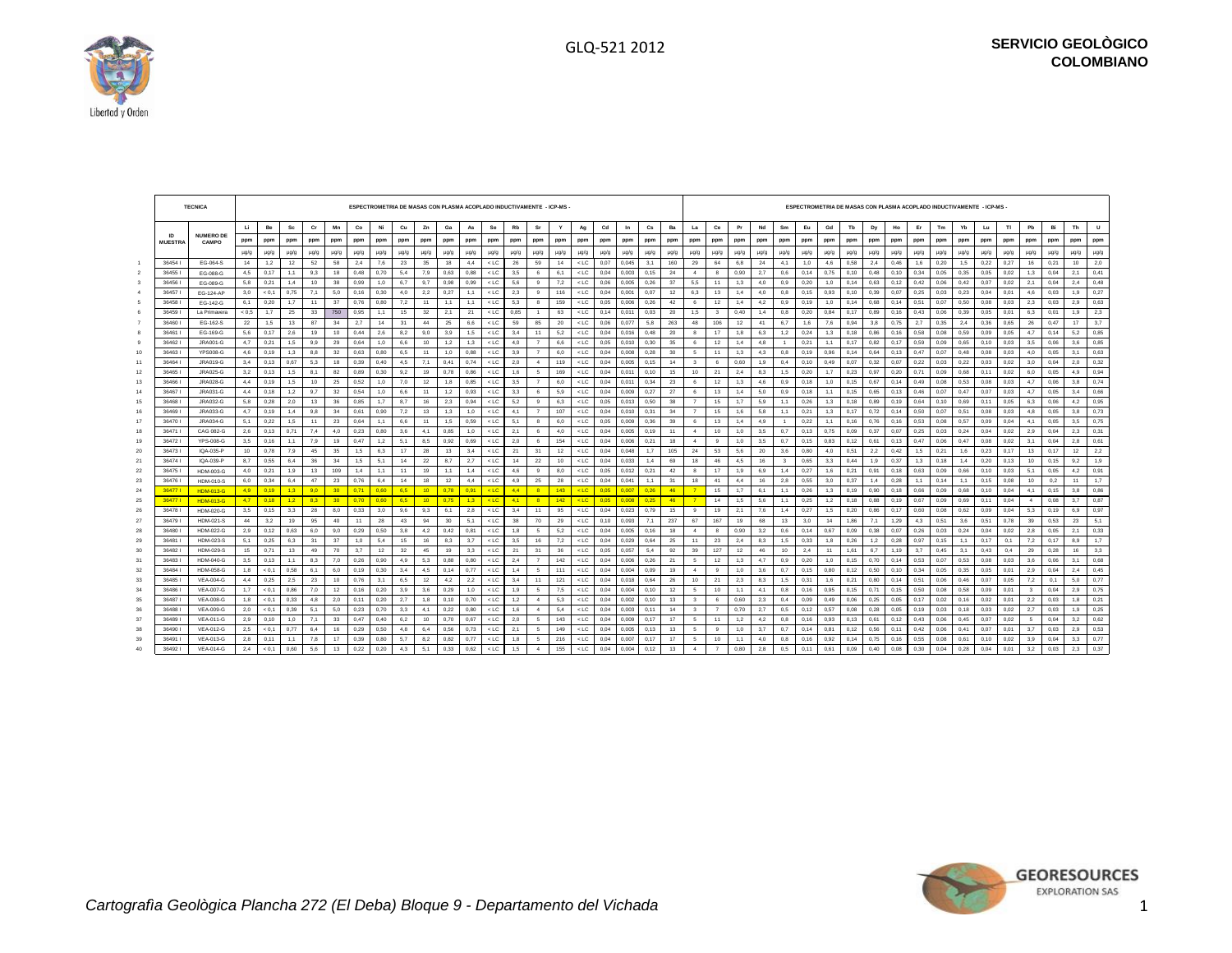| | TECNICA | | ESPECTROMETRIA DE MASAS CON PLASMA ACOPLADO INDUCTIVAMENTE - ICP-MS - | | | | | | | | | | | | | | | | | | | | ESPECTROMETRIA DE MASAS CON PLASMA ACOPLADO INDUCTIVAMENTE - ICP-MS - | | | | | | | | | | | | | | | | | | | |
|---|---|---|---|---|---|---|---|---|---|---|---|---|---|---|---|---|---|---|---|---|---|---|---|---|---|---|---|---|---|---|---|---|---|---|---|---|---|---|---|---|---|---|---|
| | ID MUESTRA | NUMERO DE CAMPO | Li | Be | Sc | Cr | Mn | Co | Ni | Cu | Zn | Ga | As | Se | Rb | Sr | Y | Ag | Cd | In | Cs | Ba | La | Ce | Pr | Nd | Sm | Eu | Gd | Tb | Dy | Ho | Er | Tm | Yb | Lu | Tl | Pb | Bi | Th | U |
| | | | ppm | ppm | ppm | ppm | ppm | ppm | ppm | ppm | ppm | ppm | ppm | ppm | ppm | ppm | ppm | ppm | ppm | ppm | ppm | ppm | ppm | ppm | ppm | ppm | ppm | ppm | ppm | ppm | ppm | ppm | ppm | ppm | ppm | ppm | ppm | ppm | ppm | ppm | ppm |
| | | | µg/g | µg/g | µg/g | µg/g | µg/g | µg/g | µg/g | µg/g | µg/g | µg/g | µg/g | µg/g | µg/g | µg/g | µg/g | µg/g | µg/g | µg/g | µg/g | µg/g | µg/g | µg/g | µg/g | µg/g | µg/g | µg/g | µg/g | µg/g | µg/g | µg/g | µg/g | µg/g | µg/g | µg/g | µg/g | µg/g | µg/g | µg/g | µg/g |
| 1 | 36454 I | EG-064-S | 14 | 1,2 | 12 | 52 | 58 | 2,4 | 7,6 | 23 | 35 | 18 | 4,4 | < LC | 26 | 59 | 14 | < LC | 0,07 | 0,045 | 3,1 | 160 | 29 | 64 | 6,8 | 24 | 4,1 | 1,0 | 4,6 | 0,58 | 2,4 | 0,46 | 1,6 | 0,20 | 1,5 | 0,22 | 0,27 | 16 | 0,21 | 10 | 2,0 |
| 2 | 36455 I | EG-068-G | 4,5 | 0,17 | 1,1 | 9,3 | 18 | 0,48 | 0,70 | 5,4 | 7,9 | 0,63 | 0,88 | < LC | 3,5 | 6 | 6,1 | < LC | 0,04 | 0,003 | 0,15 | 24 | 4 | 8 | 0,90 | 2,7 | 0,6 | 0,14 | 0,75 | 0,10 | 0,48 | 0,10 | 0,34 | 0,05 | 0,35 | 0,05 | 0,02 | 1,3 | 0,04 | 2,1 | 0,41 |
| 3 | 36456 I | EG-089-G | 5,8 | 0,21 | 1,4 | 10 | 38 | 0,99 | 1,0 | 6,7 | 9,7 | 0,98 | 0,99 | < LC | 5,6 | 9 | 7,2 | < LC | 0,06 | 0,005 | 0,26 | 37 | 5,5 | 11 | 1,3 | 4,0 | 0,9 | 0,20 | 1,0 | 0,14 | 0,63 | 0,12 | 0,42 | 0,06 | 0,42 | 0,07 | 0,02 | 2,1 | 0,04 | 2,4 | 0,48 |
| 4 | 36457 I | EG-124-AP | 3,0 | < 0,1 | 0,75 | 7,1 | 5,0 | 0,16 | 0,30 | 4,0 | 2,2 | 0,27 | 1,1 | < LC | 2,3 | 9 | 116 | < LC | 0,04 | 0,001 | 0,07 | 12 | 6,3 | 13 | 1,4 | 4,0 | 0,8 | 0,15 | 0,93 | 0,10 | 0,39 | 0,07 | 0,25 | 0,03 | 0,23 | 0,04 | 0,01 | 4,6 | 0,03 | 1,9 | 0,27 |
| 5 | 36458 I | EG-142-G | 6,1 | 0,20 | 1,7 | 11 | 37 | 0,76 | 0,80 | 7,2 | 11 | 1,1 | 1,1 | < LC | 5,3 | 8 | 159 | < LC | 0,05 | 0,006 | 0,26 | 42 | 6 | 12 | 1,4 | 4,2 | 0,9 | 0,19 | 1,0 | 0,14 | 0,68 | 0,14 | 0,51 | 0,07 | 0,50 | 0,08 | 0,03 | 2,3 | 0,03 | 2,9 | 0,63 |
| 6 | 36459 I | La Primavera | < 0,5 | 1,7 | 25 | 33 | 750 | 0,95 | 1,1 | 15 | 32 | 2,1 | 21 | < LC | 0,85 | 1 | 63 | < LC | 0,14 | 0,011 | 0,03 | 20 | 1,5 | 3 | 0,40 | 1,4 | 0,8 | 0,20 | 0,84 | 0,17 | 0,89 | 0,16 | 0,43 | 0,06 | 0,39 | 0,05 | 0,01 | 6,3 | 0,01 | 1,9 | 2,3 |
| 7 | 36460 I | EG-162-S | 22 | 1,5 | 13 | 87 | 34 | 2,7 | 14 | 31 | 44 | 25 | 6,6 | < LC | 59 | 85 | 20 | < LC | 0,06 | 0,077 | 5,8 | 263 | 48 | 106 | 12 | 41 | 6,7 | 1,6 | 7,6 | 0,94 | 3,8 | 0,75 | 2,7 | 0,35 | 2,4 | 0,36 | 0,65 | 26 | 0,47 | 17 | 3,7 |
| 8 | 36461 I | EG-169-G | 5,6 | 0,17 | 2,6 | 19 | 10 | 0,44 | 2,6 | 8,2 | 9,0 | 3,9 | 1,5 | < LC | 3,4 | 11 | 5,2 | < LC | 0,04 | 0,016 | 0,48 | 20 | 8 | 17 | 1,8 | 6,3 | 1,2 | 0,24 | 1,3 | 0,18 | 0,86 | 0,16 | 0,58 | 0,08 | 0,59 | 0,09 | 0,05 | 4,7 | 0,14 | 5,2 | 0,85 |
| 9 | 36462 I | JRA001-G | 4,7 | 0,21 | 1,5 | 9,9 | 29 | 0,64 | 1,0 | 6,6 | 10 | 1,2 | 1,3 | < LC | 4,0 | 7 | 6,6 | < LC | 0,05 | 0,010 | 0,30 | 35 | 6 | 12 | 1,4 | 4,8 | 1 | 0,21 | 1,1 | 0,17 | 0,82 | 0,17 | 0,59 | 0,09 | 0,65 | 0,10 | 0,03 | 3,5 | 0,06 | 3,6 | 0,85 |
| 10 | 36463 I | YPS008-G | 4,6 | 0,19 | 1,3 | 8,8 | 32 | 0,63 | 0,80 | 6,5 | 11 | 1,0 | 0,88 | < LC | 3,9 | 7 | 6,0 | < LC | 0,04 | 0,008 | 0,28 | 30 | 5 | 11 | 1,3 | 4,3 | 0,8 | 0,19 | 0,96 | 0,14 | 0,64 | 0,13 | 0,47 | 0,07 | 0,48 | 0,08 | 0,03 | 4,0 | 0,05 | 3,1 | 0,63 |
| 11 | 36464 I | JRA019-G | 3,4 | 0,13 | 0,67 | 5,3 | 18 | 0,39 | 0,40 | 4,5 | 7,1 | 0,41 | 0,74 | < LC | 2,0 | 4 | 119 | < LC | 0,04 | 0,005 | 0,15 | 14 | 3 | 6 | 0,60 | 1,9 | 0,4 | 0,10 | 0,49 | 0,07 | 0,32 | 0,07 | 0,22 | 0,03 | 0,22 | 0,03 | 0,02 | 3,0 | 0,04 | 2,0 | 0,32 |
| 12 | 36465 I | JRA025-G | 3,2 | 0,13 | 1,5 | 8,1 | 82 | 0,89 | 0,30 | 9,2 | 19 | 0,78 | 0,86 | < LC | 1,6 | 5 | 169 | < LC | 0,04 | 0,011 | 0,10 | 15 | 10 | 21 | 2,4 | 8,3 | 1,5 | 0,20 | 1,7 | 0,23 | 0,97 | 0,20 | 0,71 | 0,09 | 0,68 | 0,11 | 0,02 | 6,0 | 0,05 | 4,9 | 0,94 |
| 13 | 36466 I | JRA028-G | 4,4 | 0,19 | 1,5 | 10 | 25 | 0,52 | 1,0 | 7,0 | 12 | 1,8 | 0,85 | < LC | 3,5 | 7 | 6,0 | < LC | 0,04 | 0,011 | 0,34 | 23 | 6 | 12 | 1,3 | 4,6 | 0,9 | 0,18 | 1,0 | 0,15 | 0,67 | 0,14 | 0,49 | 0,08 | 0,53 | 0,08 | 0,03 | 4,7 | 0,06 | 3,8 | 0,74 |
| 14 | 36467 I | JRA031-G | 4,4 | 0,18 | 1,2 | 9,7 | 32 | 0,54 | 1,0 | 6,6 | 11 | 1,2 | 0,93 | < LC | 3,3 | 6 | 5,9 | < LC | 0,04 | 0,009 | 0,27 | 27 | 6 | 13 | 1,4 | 5,0 | 0,9 | 0,18 | 1,1 | 0,15 | 0,65 | 0,13 | 0,46 | 0,07 | 0,47 | 0,07 | 0,03 | 4,7 | 0,05 | 3,4 | 0,66 |
| 15 | 36468 I | JRA032-G | 5,8 | 0,28 | 2,0 | 13 | 36 | 0,85 | 1,7 | 8,7 | 16 | 2,3 | 0,94 | < LC | 5,2 | 9 | 6,3 | < LC | 0,05 | 0,013 | 0,50 | 38 | 7 | 15 | 1,7 | 5,9 | 1,1 | 0,26 | 1,3 | 0,18 | 0,89 | 0,19 | 0,64 | 0,10 | 0,69 | 0,11 | 0,05 | 6,3 | 0,06 | 4,2 | 0,95 |
| 16 | 36469 I | JRA033-G | 4,7 | 0,19 | 1,4 | 9,8 | 34 | 0,61 | 0,90 | 7,2 | 13 | 1,3 | 1,0 | < LC | 4,1 | 7 | 107 | < LC | 0,04 | 0,010 | 0,31 | 34 | 7 | 15 | 1,6 | 5,8 | 1,1 | 0,21 | 1,3 | 0,17 | 0,72 | 0,14 | 0,50 | 0,07 | 0,51 | 0,08 | 0,03 | 4,8 | 0,05 | 3,8 | 0,73 |
| 17 | 36470 I | JRA034-G | 5,1 | 0,22 | 1,5 | 11 | 23 | 0,64 | 1,1 | 6,6 | 11 | 1,5 | 0,59 | < LC | 5,1 | 8 | 6,0 | < LC | 0,05 | 0,009 | 0,36 | 39 | 6 | 13 | 1,4 | 4,9 | 1 | 0,22 | 1,1 | 0,16 | 0,76 | 0,16 | 0,53 | 0,08 | 0,57 | 0,09 | 0,04 | 4,1 | 0,05 | 3,5 | 0,75 |
| 18 | 36471 I | CAG 082-G | 2,6 | 0,13 | 0,71 | 7,4 | 4,0 | 0,23 | 0,80 | 3,6 | 4,1 | 0,85 | 1,0 | < LC | 2,1 | 6 | 4,0 | < LC | 0,04 | 0,005 | 0,19 | 11 | 4 | 10 | 1,0 | 3,5 | 0,7 | 0,13 | 0,75 | 0,09 | 0,37 | 0,07 | 0,25 | 0,03 | 0,24 | 0,04 | 0,02 | 2,9 | 0,04 | 2,3 | 0,31 |
| 19 | 36472 I | YPS-008-G | 3,5 | 0,16 | 1,1 | 7,9 | 19 | 0,47 | 1,2 | 5,1 | 8,5 | 0,92 | 0,69 | < LC | 2,0 | 6 | 154 | < LC | 0,04 | 0,006 | 0,21 | 18 | 4 | 9 | 1,0 | 3,5 | 0,7 | 0,15 | 0,83 | 0,12 | 0,61 | 0,13 | 0,47 | 0,06 | 0,47 | 0,08 | 0,02 | 3,1 | 0,04 | 2,8 | 0,61 |
| 20 | 36473 I | IQA-035-P | 10 | 0,78 | 7,9 | 45 | 35 | 1,5 | 6,3 | 17 | 28 | 13 | 3,4 | < LC | 21 | 31 | 12 | < LC | 0,04 | 0,048 | 1,7 | 105 | 24 | 53 | 5,6 | 20 | 3,6 | 0,80 | 4,0 | 0,51 | 2,2 | 0,42 | 1,5 | 0,21 | 1,6 | 0,23 | 0,17 | 13 | 0,17 | 12 | 2,2 |
| 21 | 36474 I | IQA-039-P | 8,7 | 0,55 | 6,4 | 36 | 34 | 1,5 | 5,1 | 14 | 22 | 8,7 | 2,7 | < LC | 14 | 22 | 10 | < LC | 0,04 | 0,033 | 1,4 | 69 | 18 | 46 | 4,5 | 16 | 3 | 0,65 | 3,3 | 0,44 | 1,9 | 0,37 | 1,3 | 0,18 | 1,4 | 0,20 | 0,13 | 10 | 0,15 | 9,2 | 1,9 |
| 22 | 36475 I | HDM-003-G | 4,0 | 0,21 | 1,9 | 13 | 109 | 1,4 | 1,1 | 11 | 19 | 1,1 | 1,4 | < LC | 4,6 | 9 | 8,0 | < LC | 0,05 | 0,012 | 0,21 | 42 | 8 | 17 | 1,9 | 6,9 | 1,4 | 0,27 | 1,6 | 0,21 | 0,91 | 0,18 | 0,63 | 0,09 | 0,66 | 0,10 | 0,03 | 5,1 | 0,05 | 4,2 | 0,91 |
| 23 | 36476 I | HDM-010-S | 6,0 | 0,34 | 6,4 | 47 | 23 | 0,76 | 6,4 | 14 | 18 | 12 | 4,4 | < LC | 4,9 | 25 | 28 | < LC | 0,04 | 0,041 | 1,1 | 31 | 18 | 41 | 4,4 | 16 | 2,8 | 0,55 | 3,0 | 0,37 | 1,4 | 0,28 | 1,1 | 0,14 | 1,1 | 0,15 | 0,08 | 10 | 0,2 | 11 | 1,7 |
| 24 | 36477 I | HDM-013-G | 4,9 | 0,19 | 1,3 | 9,0 | 30 | 0,71 | 0,60 | 6,5 | 10 | 0,78 | 0,91 | < LC | 4,4 | 8 | 143 | < LC | 0,05 | 0,007 | 0,26 | 46 | 7 | 15 | 1,7 | 6,1 | 1,1 | 0,26 | 1,3 | 0,19 | 0,90 | 0,18 | 0,66 | 0,09 | 0,68 | 0,10 | 0,04 | 4,1 | 0,15 | 3,8 | 0,86 |
| 25 | 36477 I | HDM-013-G | 4,7 | 0,18 | 1,2 | 8,3 | 30 | 0,70 | 0,60 | 6,5 | 10 | 0,75 | 1,3 | < LC | 4,1 | 8 | 142 | < LC | 0,05 | 0,008 | 0,25 | 46 | 7 | 14 | 1,5 | 5,6 | 1,1 | 0,25 | 1,2 | 0,18 | 0,88 | 0,19 | 0,67 | 0,09 | 0,69 | 0,11 | 0,04 | 4 | 0,08 | 3,7 | 0,87 |
| 26 | 36478 I | HDM-020-G | 3,5 | 0,15 | 3,3 | 28 | 8,0 | 0,33 | 3,0 | 9,6 | 9,3 | 6,1 | 2,8 | < LC | 3,4 | 11 | 95 | < LC | 0,04 | 0,023 | 0,79 | 15 | 9 | 19 | 2,1 | 7,6 | 1,4 | 0,27 | 1,5 | 0,20 | 0,86 | 0,17 | 0,60 | 0,08 | 0,62 | 0,09 | 0,04 | 5,3 | 0,19 | 6,9 | 0,97 |
| 27 | 36479 I | HDM-021-S | 44 | 3,2 | 19 | 95 | 40 | 11 | 28 | 43 | 94 | 30 | 5,1 | < LC | 38 | 70 | 29 | < LC | 0,10 | 0,093 | 7,1 | 237 | 67 | 167 | 19 | 68 | 13 | 3,0 | 14 | 1,86 | 7,1 | 1,29 | 4,3 | 0,51 | 3,6 | 0,51 | 0,78 | 39 | 0,53 | 23 | 5,1 |
| 28 | 36480 I | HDM-022-G | 2,9 | 0,12 | 0,63 | 6,0 | 9,0 | 0,29 | 0,50 | 3,8 | 4,2 | 0,42 | 0,81 | < LC | 1,8 | 5 | 5,2 | < LC | 0,04 | 0,005 | 0,16 | 18 | 4 | 8 | 0,90 | 3,2 | 0,6 | 0,14 | 0,67 | 0,09 | 0,38 | 0,07 | 0,26 | 0,03 | 0,24 | 0,04 | 0,02 | 2,8 | 0,05 | 2,1 | 0,33 |
| 29 | 36481 I | HDM-023-S | 5,1 | 0,25 | 6,3 | 31 | 37 | 1,0 | 5,4 | 15 | 16 | 8,3 | 3,7 | < LC | 3,5 | 16 | 7,2 | < LC | 0,04 | 0,029 | 0,64 | 25 | 11 | 23 | 2,4 | 8,3 | 1,5 | 0,33 | 1,8 | 0,26 | 1,2 | 0,28 | 0,97 | 0,15 | 1,1 | 0,17 | 0,1 | 7,2 | 0,17 | 8,9 | 1,7 |
| 30 | 36482 I | HDM-029-S | 15 | 0,71 | 13 | 49 | 70 | 3,7 | 12 | 32 | 45 | 19 | 3,3 | < LC | 21 | 31 | 36 | < LC | 0,05 | 0,057 | 5,4 | 92 | 39 | 127 | 12 | 46 | 10 | 2,4 | 11 | 1,61 | 6,7 | 1,19 | 3,7 | 0,45 | 3,1 | 0,43 | 0,4 | 29 | 0,28 | 16 | 3,3 |
| 31 | 36483 I | HDM-040-G | 3,5 | 0,13 | 1,1 | 8,3 | 7,0 | 0,26 | 0,90 | 4,9 | 5,3 | 0,88 | 0,80 | < LC | 2,4 | 7 | 142 | < LC | 0,04 | 0,006 | 0,26 | 21 | 5 | 12 | 1,3 | 4,7 | 0,9 | 0,20 | 1,0 | 0,15 | 0,70 | 0,14 | 0,53 | 0,07 | 0,53 | 0,08 | 0,03 | 3,6 | 0,06 | 3,1 | 0,68 |
| 32 | 36484 I | HDM-058-G | 1,8 | < 0,1 | 0,58 | 6,1 | 6,0 | 0,19 | 0,30 | 3,4 | 4,5 | 0,14 | 0,77 | < LC | 1,4 | 5 | 111 | < LC | 0,04 | 0,004 | 0,09 | 19 | 4 | 9 | 1,0 | 3,6 | 0,7 | 0,15 | 0,80 | 0,12 | 0,50 | 0,10 | 0,34 | 0,05 | 0,35 | 0,05 | 0,01 | 2,9 | 0,04 | 2,4 | 0,45 |
| 33 | 36485 I | VEA-004-G | 4,4 | 0,25 | 2,5 | 23 | 10 | 0,76 | 3,1 | 6,5 | 12 | 4,2 | 2,2 | < LC | 3,4 | 11 | 121 | < LC | 0,04 | 0,018 | 0,64 | 26 | 10 | 21 | 2,3 | 8,3 | 1,5 | 0,31 | 1,6 | 0,21 | 0,80 | 0,14 | 0,51 | 0,06 | 0,46 | 0,07 | 0,05 | 7,2 | 0,1 | 5,0 | 0,77 |
| 34 | 36486 I | VEA-007-G | 1,7 | < 0,1 | 0,86 | 7,0 | 12 | 0,16 | 0,20 | 3,9 | 3,6 | 0,29 | 1,0 | < LC | 1,9 | 5 | 7,5 | < LC | 0,04 | 0,004 | 0,10 | 12 | 5 | 10 | 1,1 | 4,1 | 0,8 | 0,16 | 0,95 | 0,15 | 0,71 | 0,15 | 0,50 | 0,08 | 0,58 | 0,09 | 0,01 | 3 | 0,04 | 2,9 | 0,75 |
| 35 | 36487 I | VEA-008-G | 1,8 | < 0,1 | 0,33 | 4,8 | 2,0 | 0,11 | 0,20 | 2,7 | 1,8 | 0,10 | 0,70 | < LC | 1,2 | 4 | 5,3 | < LC | 0,04 | 0,002 | 0,10 | 13 | 3 | 6 | 0,60 | 2,3 | 0,4 | 0,09 | 0,49 | 0,06 | 0,25 | 0,05 | 0,17 | 0,02 | 0,16 | 0,02 | 0,01 | 2,2 | 0,03 | 1,8 | 0,21 |
| 36 | 36488 I | VEA-009-G | 2,0 | < 0,1 | 0,39 | 5,1 | 5,0 | 0,23 | 0,70 | 3,3 | 4,1 | 0,22 | 0,80 | < LC | 1,6 | 4 | 5,4 | < LC | 0,04 | 0,003 | 0,11 | 14 | 3 | 7 | 0,70 | 2,7 | 0,5 | 0,12 | 0,57 | 0,08 | 0,28 | 0,05 | 0,19 | 0,03 | 0,18 | 0,03 | 0,02 | 2,7 | 0,03 | 1,9 | 0,25 |
| 37 | 36489 I | VEA-011-G | 2,9 | 0,10 | 1,0 | 7,1 | 33 | 0,47 | 0,40 | 6,2 | 10 | 0,70 | 0,67 | < LC | 2,0 | 5 | 143 | < LC | 0,04 | 0,009 | 0,17 | 17 | 5 | 11 | 1,2 | 4,2 | 0,8 | 0,16 | 0,93 | 0,13 | 0,61 | 0,12 | 0,43 | 0,06 | 0,45 | 0,07 | 0,02 | 5 | 0,04 | 3,2 | 0,62 |
| 38 | 36490 I | VEA-012-G | 2,5 | < 0,1 | 0,77 | 6,4 | 16 | 0,29 | 0,50 | 4,8 | 6,4 | 0,56 | 0,73 | < LC | 2,1 | 5 | 149 | < LC | 0,04 | 0,005 | 0,13 | 13 | 5 | 9 | 1,0 | 3,7 | 0,7 | 0,14 | 0,81 | 0,12 | 0,56 | 0,11 | 0,42 | 0,06 | 0,41 | 0,07 | 0,01 | 3,7 | 0,03 | 2,9 | 0,53 |
| 39 | 36491 I | VEA-013-G | 2,8 | 0,11 | 1,1 | 7,8 | 17 | 0,39 | 0,80 | 5,7 | 8,2 | 0,82 | 0,77 | < LC | 1,8 | 5 | 216 | < LC | 0,04 | 0,007 | 0,17 | 17 | 5 | 10 | 1,1 | 4,0 | 0,8 | 0,16 | 0,92 | 0,14 | 0,75 | 0,16 | 0,55 | 0,08 | 0,61 | 0,10 | 0,02 | 3,9 | 0,04 | 3,3 | 0,77 |
| 40 | 36492 I | VEA-014-G | 2,4 | < 0,1 | 0,60 | 5,6 | 13 | 0,22 | 0,20 | 4,3 | 5,1 | 0,33 | 0,62 | < LC | 1,5 | 4 | 155 | < LC | 0,04 | 0,004 | 0,12 | 13 | 4 | 7 | 0,80 | 2,8 | 0,5 | 0,11 | 0,61 | 0,09 | 0,40 | 0,08 | 0,30 | 0,04 | 0,28 | 0,04 | 0,01 | 3,2 | 0,03 | 2,3 | 0,37 |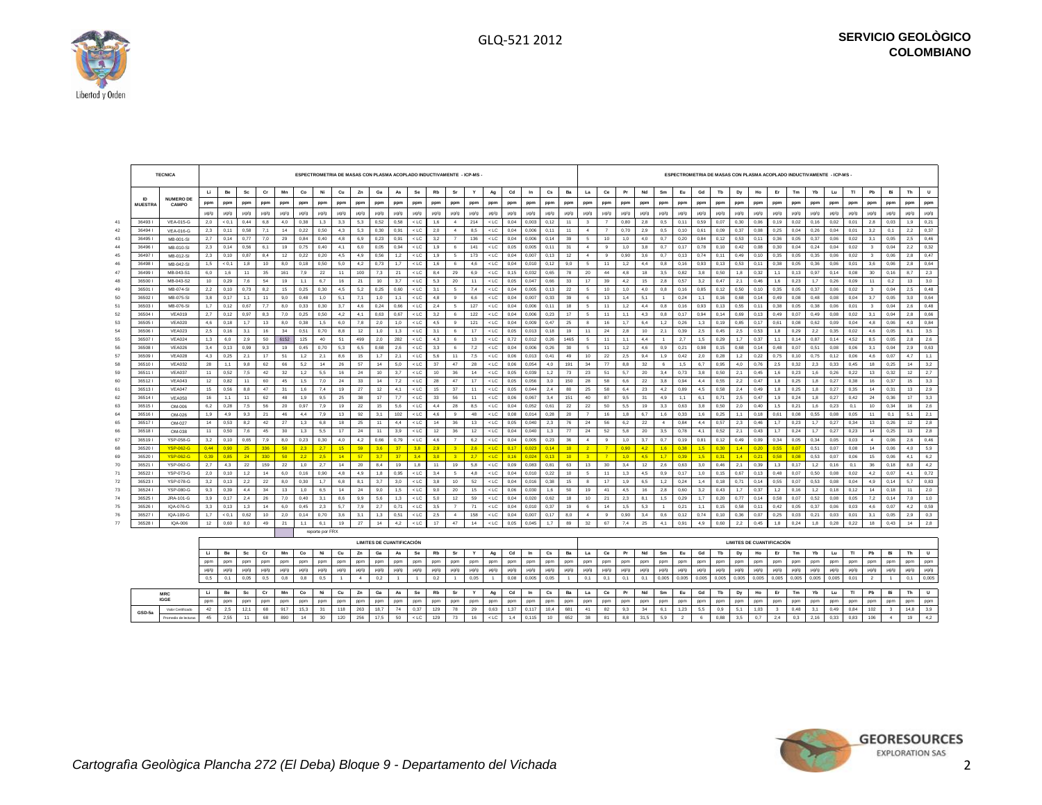**TECNICA:** ESPECTROMETRIA DE MASAS CON PLASMA ACOPLADO INDUCTIVAMENTE - ICP-MS -

| # | ID MUESTRA | NUMERO DE CAMPO | Li | Be | Sc | Cr | Mn | Co | Ni | Cu | Zn | Ga | As | Se | Rb | Sr | Y | Ag | Cd | In | Cs | Ba | La | Ce | Pr | Nd | Sm | Eu | Gd | Tb | Dy | Ho | Er | Tm | Yb | Lu | Tl | Pb | Bi | Th | U |
|---|---|---|---|---|---|---|---|---|---|---|---|---|---|---|---|---|---|---|---|---|---|---|---|---|---|---|---|---|---|---|---|---|---|---|---|---|---|---|---|---|---|
| | | | ppm | ppm | ppm | ppm | ppm | ppm | ppm | ppm | ppm | ppm | ppm | ppm | ppm | ppm | ppm | ppm | ppm | ppm | ppm | ppm | ppm | ppm | ppm | ppm | ppm | ppm | ppm | ppm | ppm | ppm | ppm | ppm | ppm | ppm | ppm | ppm | ppm | ppm | ppm |
| | | | µg/g | µg/g | µg/g | µg/g | µg/g | µg/g | µg/g | µg/g | µg/g | µg/g | µg/g | µg/g | µg/g | µg/g | µg/g | µg/g | µg/g | µg/g | µg/g | µg/g | µg/g | µg/g | µg/g | µg/g | µg/g | µg/g | µg/g | µg/g | µg/g | µg/g | µg/g | µg/g | µg/g | µg/g | µg/g | µg/g | µg/g | µg/g | µg/g |
| 41 | 36493 I | VEA-015-G | 2,0 | < 0,1 | 0,44 | 6,8 | 4,0 | 0,38 | 1,3 | 3,3 | 5,3 | 0,52 | 0,58 | < LC | 1,6 | 4 | 214 | < LC | 0,04 | 0,003 | 0,12 | 11 | 3 | 7 | 0,80 | 2,8 | 0,5 | 0,11 | 0,59 | 0,07 | 0,30 | 0,06 | 0,19 | 0,02 | 0,16 | 0,02 | 0,01 | 2,8 | 0,03 | 1,9 | 0,21 |
| 42 | 36494 I | VEA-016-G | 2,3 | 0,11 | 0,58 | 7,1 | 14 | 0,22 | 0,50 | 4,3 | 5,3 | 0,30 | 0,91 | < LC | 2,0 | 4 | 8,5 | < LC | 0,04 | 0,006 | 0,11 | 11 | 4 | 7 | 0,70 | 2,9 | 0,5 | 0,10 | 0,61 | 0,09 | 0,37 | 0,08 | 0,25 | 0,04 | 0,26 | 0,04 | 0,01 | 3,2 | 0,1 | 2,2 | 0,37 |
| 43 | 36495 I | MB-001-SI | 2,7 | 0,14 | 0,77 | 7,0 | 29 | 0,84 | 0,40 | 4,8 | 6,9 | 0,23 | 0,91 | < LC | 3,2 | 7 | 136 | < LC | 0,04 | 0,006 | 0,14 | 39 | 5 | 10 | 1,0 | 4,0 | 0,7 | 0,20 | 0,84 | 0,12 | 0,53 | 0,11 | 0,36 | 0,05 | 0,37 | 0,06 | 0,02 | 3,1 | 0,05 | 2,5 | 0,46 |
| 44 | 36496 I | MB-010-SI | 2,3 | 0,14 | 0,56 | 6,1 | 19 | 0,75 | 0,40 | 4,1 | 6,0 | 0,05 | 0,94 | < LC | 1,9 | 6 | 141 | < LC | 0,05 | 0,005 | 0,11 | 31 | 4 | 9 | 1,0 | 3,8 | 0,7 | 0,17 | 0,78 | 0,10 | 0,42 | 0,08 | 0,30 | 0,04 | 0,24 | 0,04 | 0,02 | 3 | 0,04 | 2,2 | 0,32 |
| 45 | 36497 I | MB-012-SI | 2,3 | 0,10 | 0,87 | 8,4 | 12 | 0,22 | 0,20 | 4,5 | 4,9 | 0,56 | 1,2 | < LC | 1,9 | 5 | 173 | < LC | 0,04 | 0,007 | 0,13 | 12 | 4 | 9 | 0,90 | 3,6 | 0,7 | 0,13 | 0,74 | 0,11 | 0,49 | 0,10 | 0,35 | 0,05 | 0,35 | 0,06 | 0,02 | 3 | 0,06 | 2,8 | 0,47 |
| 46 | 36498 I | MB-042-SI | 1,5 | < 0,1 | 1,8 | 10 | 8,0 | 0,18 | 0,50 | 5,0 | 4,2 | 0,73 | 1,7 | < LC | 1,6 | 6 | 4,6 | < LC | 0,04 | 0,010 | 0,12 | 9,0 | 5 | 11 | 1,2 | 4,4 | 0,8 | 0,16 | 0,93 | 0,13 | 0,53 | 0,11 | 0,38 | 0,05 | 0,36 | 0,06 | 0,01 | 3,6 | 0,06 | 2,8 | 0,64 |
| 47 | 36499 I | MB-043-S1 | 6,0 | 1,6 | 11 | 35 | 161 | 7,9 | 22 | 11 | 100 | 7,3 | 21 | < LC | 8,4 | 29 | 6,9 | < LC | 0,15 | 0,032 | 0,65 | 78 | 20 | 44 | 4,8 | 18 | 3,5 | 0,82 | 3,8 | 0,50 | 1,8 | 0,32 | 1,1 | 0,13 | 0,97 | 0,14 | 0,08 | 30 | 0,16 | 8,7 | 2,3 |
| 48 | 36500 I | MB-043-S2 | 10 | 0,29 | 7,6 | 54 | 19 | 1,1 | 6,7 | 16 | 21 | 10 | 3,7 | < LC | 5,3 | 20 | 11 | < LC | 0,05 | 0,047 | 0,66 | 33 | 17 | 39 | 4,2 | 15 | 2,8 | 0,57 | 3,2 | 0,47 | 2,1 | 0,46 | 1,6 | 0,23 | 1,7 | 0,26 | 0,09 | 11 | 0,2 | 13 | 3,0 |
| 49 | 36501 I | MB-074-SI | 2,2 | 0,10 | 0,73 | 8,2 | 15 | 0,25 | 0,30 | 4,5 | 5,2 | 0,25 | 0,60 | < LC | 3,1 | 5 | 7,4 | < LC | 0,04 | 0,005 | 0,13 | 22 | 5 | 10 | 1,0 | 4,0 | 0,8 | 0,16 | 0,85 | 0,12 | 0,50 | 0,10 | 0,35 | 0,05 | 0,37 | 0,06 | 0,02 | 3 | 0,04 | 2,5 | 0,48 |
| 50 | 36502 I | MB-075-SI | 3,8 | 0,17 | 1,1 | 11 | 9,0 | 0,48 | 1,0 | 5,1 | 7,1 | 1,0 | 1,1 | < LC | 4,8 | 9 | 6,6 | < LC | 0,04 | 0,007 | 0,33 | 39 | 6 | 13 | 1,4 | 5,1 | 1 | 0,24 | 1,1 | 0,16 | 0,68 | 0,14 | 0,49 | 0,08 | 0,48 | 0,08 | 0,04 | 3,7 | 0,05 | 3,0 | 0,64 |
| 51 | 36503 I | MB-076-SI | 1,7 | 0,12 | 0,67 | 7,7 | 8,0 | 0,33 | 0,30 | 3,7 | 4,6 | 0,24 | 0,66 | < LC | 2,4 | 5 | 127 | < LC | 0,04 | 0,006 | 0,11 | 18 | 5 | 11 | 1,2 | 4,4 | 0,8 | 0,16 | 0,93 | 0,13 | 0,55 | 0,11 | 0,38 | 0,05 | 0,38 | 0,06 | 0,01 | 3 | 0,04 | 2,6 | 0,48 |
| 52 | 36504 I | VEA019 | 2,7 | 0,12 | 0,97 | 8,3 | 7,0 | 0,25 | 0,50 | 4,2 | 4,1 | 0,63 | 0,67 | < LC | 3,2 | 6 | 122 | < LC | 0,04 | 0,006 | 0,23 | 17 | 5 | 11 | 1,1 | 4,3 | 0,8 | 0,17 | 0,94 | 0,14 | 0,69 | 0,13 | 0,49 | 0,07 | 0,49 | 0,08 | 0,02 | 3,1 | 0,04 | 2,8 | 0,66 |
| 53 | 36505 I | VEA020 | 4,6 | 0,18 | 1,7 | 13 | 8,0 | 0,38 | 1,5 | 6,0 | 7,8 | 2,0 | 1,0 | < LC | 4,5 | 9 | 121 | < LC | 0,04 | 0,009 | 0,47 | 25 | 8 | 16 | 1,7 | 6,4 | 1,2 | 0,26 | 1,3 | 0,19 | 0,85 | 0,17 | 0,61 | 0,08 | 0,62 | 0,09 | 0,04 | 4,8 | 0,06 | 4,0 | 0,84 |
| 54 | 36506 I | VEA023 | 2,5 | 0,16 | 3,1 | 16 | 34 | 0,51 | 0,70 | 8,8 | 12 | 1,0 | 1,3 | < LC | 3,1 | 6 | 17 | < LC | 0,05 | 0,013 | 0,18 | 19 | 11 | 24 | 2,8 | 10 | 2,1 | 0,39 | 2,5 | 0,45 | 2,5 | 0,53 | 1,8 | 0,29 | 2,2 | 0,35 | 0,02 | 4,6 | 0,05 | 8,1 | 3,5 |
| 55 | 36507 I | VEA024 | 1,3 | 6,0 | 2,9 | 50 | 6152 | 125 | 40 | 51 | 499 | 2,0 | 282 | < LC | 4,3 | 6 | 13 | < LC | 0,72 | 0,012 | 0,26 | 1465 | 5 | 11 | 1,1 | 4,4 | 1 | 2,7 | 1,5 | 0,29 | 1,7 | 0,37 | 1,1 | 0,14 | 0,87 | 0,14 | 4,52 | 8,5 | 0,05 | 2,8 | 2,6 |
| 56 | 36508 I | VEA026 | 3,4 | 0,13 | 0,99 | 9,3 | 19 | 0,45 | 0,70 | 5,3 | 6,5 | 0,68 | 2,6 | < LC | 3,3 | 6 | 7,2 | < LC | 0,04 | 0,006 | 0,26 | 30 | 5 | 11 | 1,2 | 4,6 | 0,9 | 0,21 | 0,98 | 0,15 | 0,68 | 0,14 | 0,48 | 0,07 | 0,51 | 0,08 | 0,06 | 3,1 | 0,04 | 2,9 | 0,63 |
| 57 | 36509 I | VEA028 | 4,3 | 0,25 | 2,1 | 17 | 51 | 1,2 | 2,1 | 8,6 | 15 | 1,7 | 2,1 | < LC | 5,6 | 11 | 7,5 | < LC | 0,06 | 0,013 | 0,41 | 49 | 10 | 22 | 2,5 | 9,4 | 1,9 | 0,42 | 2,0 | 0,28 | 1,2 | 0,22 | 0,75 | 0,10 | 0,75 | 0,12 | 0,06 | 4,6 | 0,07 | 4,7 | 1,1 |
| 58 | 36510 I | VEA032 | 28 | 1,1 | 9,8 | 62 | 66 | 5,2 | 14 | 26 | 57 | 14 | 5,0 | < LC | 37 | 47 | 28 | < LC | 0,06 | 0,054 | 4,0 | 191 | 34 | 77 | 8,8 | 32 | 6 | 1,5 | 6,7 | 0,95 | 4,0 | 0,76 | 2,5 | 0,32 | 2,3 | 0,33 | 0,45 | 18 | 0,25 | 14 | 3,2 |
| 59 | 36511 I | VEA037 | 11 | 0,50 | 7,5 | 42 | 32 | 1,2 | 5,5 | 16 | 24 | 10 | 3,7 | < LC | 10 | 36 | 14 | < LC | 0,05 | 0,039 | 1,2 | 73 | 23 | 51 | 5,7 | 20 | 3,4 | 0,73 | 3,8 | 0,50 | 2,1 | 0,43 | 1,6 | 0,23 | 1,6 | 0,26 | 0,22 | 13 | 0,32 | 12 | 2,7 |
| 60 | 36512 I | VEA043 | 12 | 0,82 | 11 | 60 | 45 | 1,5 | 7,0 | 24 | 33 | 14 | 7,2 | < LC | 28 | 47 | 17 | < LC | 0,05 | 0,056 | 3,0 | 150 | 28 | 58 | 6,6 | 22 | 3,8 | 0,94 | 4,4 | 0,55 | 2,2 | 0,47 | 1,8 | 0,25 | 1,8 | 0,27 | 0,38 | 16 | 0,37 | 15 | 3,3 |
| 61 | 36513 I | VEA047 | 15 | 0,56 | 8,8 | 47 | 31 | 1,6 | 7,4 | 19 | 27 | 12 | 4,1 | < LC | 15 | 37 | 11 | < LC | 0,05 | 0,044 | 2,4 | 80 | 25 | 58 | 6,4 | 23 | 4,2 | 0,89 | 4,5 | 0,58 | 2,4 | 0,49 | 1,8 | 0,25 | 1,8 | 0,27 | 0,35 | 14 | 0,31 | 13 | 2,9 |
| 62 | 36514 I | VEA050 | 16 | 1,1 | 11 | 62 | 48 | 1,9 | 9,5 | 25 | 38 | 17 | 7,7 | < LC | 33 | 56 | 11 | < LC | 0,06 | 0,067 | 3,4 | 151 | 40 | 87 | 9,5 | 31 | 4,9 | 1,1 | 6,1 | 0,71 | 2,5 | 0,47 | 1,9 | 0,24 | 1,8 | 0,27 | 0,42 | 24 | 0,36 | 17 | 3,3 |
| 63 | 36515 I | OM-006 | 6,2 | 0,28 | 7,5 | 56 | 20 | 0,97 | 7,9 | 19 | 22 | 15 | 5,6 | < LC | 4,4 | 28 | 8,5 | < LC | 0,04 | 0,052 | 0,61 | 22 | 22 | 50 | 5,5 | 19 | 3,3 | 0,63 | 3,8 | 0,50 | 2,0 | 0,40 | 1,5 | 0,21 | 1,6 | 0,23 | 0,1 | 10 | 0,34 | 16 | 2,6 |
| 64 | 36516 I | OM-026 | 1,9 | 4,9 | 9,3 | 21 | 46 | 4,4 | 7,9 | 13 | 92 | 3,1 | 102 | < LC | 4,6 | 9 | 48 | < LC | 0,08 | 0,014 | 0,28 | 20 | 7 | 16 | 1,8 | 6,7 | 1,6 | 0,33 | 1,6 | 0,25 | 1,1 | 0,18 | 0,61 | 0,08 | 0,55 | 0,08 | 0,05 | 11 | 0,1 | 5,1 | 2,1 |
| 65 | 36517 I | OM-027 | 14 | 0,53 | 8,2 | 42 | 27 | 1,3 | 6,8 | 18 | 25 | 11 | 4,4 | < LC | 14 | 36 | 13 | < LC | 0,05 | 0,040 | 2,3 | 76 | 24 | 56 | 6,2 | 22 | 4 | 0,84 | 4,4 | 0,57 | 2,3 | 0,46 | 1,7 | 0,23 | 1,7 | 0,27 | 0,34 | 13 | 0,26 | 12 | 2,8 |
| 66 | 36518 I | OM-038 | 11 | 0,50 | 7,6 | 45 | 30 | 1,3 | 5,5 | 17 | 24 | 11 | 3,9 | < LC | 12 | 36 | 12 | < LC | 0,04 | 0,040 | 1,3 | 77 | 24 | 52 | 5,8 | 20 | 3,5 | 0,78 | 4,1 | 0,52 | 2,1 | 0,43 | 1,7 | 0,24 | 1,7 | 0,27 | 0,23 | 14 | 0,25 | 13 | 2,8 |
| 67 | 36519 I | YSP-058-G | 3,2 | 0,10 | 0,65 | 7,9 | 8,0 | 0,23 | 0,30 | 4,0 | 4,2 | 0,66 | 0,79 | < LC | 4,6 | 7 | 6,2 | < LC | 0,04 | 0,005 | 0,23 | 36 | 4 | 9 | 1,0 | 3,7 | 0,7 | 0,19 | 0,81 | 0,12 | 0,49 | 0,09 | 0,34 | 0,05 | 0,34 | 0,05 | 0,03 | 4 | 0,06 | 2,6 | 0,46 |
| 68 | 36520 I | YSP-062-G | 0,44 | 0,90 | 25 | 336 | 50 | 2,3 | 2,7 | 15 | 59 | 3,6 | 37 | 3,8 | 2,9 | 3 | 2,6 | < LC | 0,17 | 0,023 | 0,14 | 10 | 2 | 7 | 0,90 | 4,2 | 1,6 | 0,38 | 1,5 | 0,30 | 1,4 | 0,20 | 0,55 | 0,07 | 0,51 | 0,07 | 0,08 | 14 | 0,06 | 4,0 | 5,9 |
| 69 | 36520 I | YSP-062-G | 0,39 | 0,85 | 24 | 330 | 50 | 2,2 | 2,5 | 14 | 57 | 3,7 | 37 | 3,4 | 3,0 | 3 | 2,7 | < LC | 0,16 | 0,024 | 0,13 | 10 | 3 | 7 | 1,0 | 4,5 | 1,7 | 0,39 | 1,5 | 0,31 | 1,4 | 0,21 | 0,58 | 0,08 | 0,53 | 0,07 | 0,06 | 15 | 0,06 | 4,1 | 6,2 |
| 70 | 36521 I | YSP-062-G | 2,7 | 4,3 | 22 | 159 | 22 | 1,0 | 2,7 | 14 | 20 | 8,4 | 19 | 1,8 | 11 | 19 | 5,8 | < LC | 0,09 | 0,088 | 0,81 | 63 | 13 | 30 | 3,4 | 12 | 2,6 | 0,63 | 3,0 | 0,46 | 2,1 | 0,39 | 1,3 | 0,17 | 1,2 | 0,16 | 0,1 | 36 | 0,18 | 8,0 | 4,2 |
| 71 | 36522 I | YSP-073-G | 2,0 | 0,10 | 1,2 | 14 | 6,0 | 0,16 | 0,90 | 4,8 | 4,9 | 1,8 | 0,95 | < LC | 3,4 | 5 | 4,8 | < LC | 0,04 | 0,010 | 0,22 | 10 | 5 | 11 | 1,3 | 4,5 | 0,9 | 0,17 | 1,0 | 0,15 | 0,67 | 0,13 | 0,48 | 0,07 | 0,50 | 0,08 | 0,02 | 4,2 | 0,07 | 4,1 | 0,72 |
| 72 | 36523 I | YSP-078-G | 3,2 | 0,13 | 2,2 | 22 | 8,0 | 0,30 | 1,7 | 6,8 | 8,1 | 3,7 | 3,0 | < LC | 3,8 | 10 | 52 | < LC | 0,04 | 0,016 | 0,38 | 15 | 8 | 17 | 1,9 | 6,5 | 1,2 | 0,24 | 1,4 | 0,18 | 0,71 | 0,14 | 0,55 | 0,07 | 0,53 | 0,08 | 0,04 | 4,9 | 0,14 | 5,7 | 0,83 |
| 73 | 36524 I | YSP-080-G | 9,3 | 0,39 | 4,4 | 34 | 13 | 1,0 | 6,5 | 14 | 24 | 9,0 | 1,5 | < LC | 9,0 | 20 | 15 | < LC | 0,06 | 0,030 | 1,6 | 50 | 19 | 41 | 4,5 | 16 | 2,8 | 0,60 | 3,2 | 0,43 | 1,7 | 0,37 | 1,2 | 0,16 | 1,2 | 0,18 | 0,12 | 14 | 0,18 | 11 | 2,0 |
| 74 | 36525 I | JRA-101-G | 3,9 | 0,17 | 2,4 | 26 | 7,0 | 0,40 | 3,1 | 8,6 | 9,9 | 5,6 | 1,3 | < LC | 5,0 | 12 | 59 | < LC | 0,06 | 0,020 | 0,62 | 18 | 10 | 21 | 2,3 | 8,1 | 1,5 | 0,29 | 1,7 | 0,20 | 0,77 | 0,14 | 0,58 | 0,07 | 0,52 | 0,08 | 0,05 | 7,2 | 0,14 | 7,0 | 1,0 |
| 75 | 36526 I | IQA-076-G | 3,3 | 0,13 | 1,3 | 14 | 6,0 | 0,45 | 2,3 | 5,7 | 7,9 | 2,7 | 0,71 | < LC | 3,5 | 7 | 71 | < LC | 0,04 | 0,010 | 0,37 | 19 | 6 | 14 | 1,5 | 5,3 | 1 | 0,21 | 1,1 | 0,15 | 0,58 | 0,11 | 0,42 | 0,05 | 0,37 | 0,06 | 0,03 | 4,6 | 0,07 | 4,2 | 0,59 |
| 76 | 36527 I | IQA-109-G | 1,7 | < 0,1 | 0,62 | 10 | 2,0 | 0,14 | 0,70 | 3,6 | 3,1 | 1,3 | 0,51 | < LC | 2,5 | 4 | 158 | < LC | 0,04 | 0,007 | 0,17 | 8,0 | 4 | 9 | 0,90 | 3,4 | 0,6 | 0,12 | 0,74 | 0,10 | 0,36 | 0,07 | 0,25 | 0,03 | 0,21 | 0,03 | 0,01 | 3,1 | 0,05 | 2,9 | 0,3 |
| 77 | 36528 I | IQA-006 | 12 | 0,60 | 8,0 | 49 | 21 | 1,1 | 6,1 | 19 | 27 | 14 | 4,2 | < LC | 17 | 47 | 14 | < LC | 0,05 | 0,045 | 1,7 | 89 | 32 | 67 | 7,4 | 25 | 4,1 | 0,91 | 4,9 | 0,60 | 2,2 | 0,45 | 1,8 | 0,24 | 1,8 | 0,26 | 0,22 | 18 | 0,43 | 14 | 2,8 |

Mn: reporte por FRX

**LIMITES DE CUANTIFICACIÓN**

| Li | Be | Sc | Cr | Mn | Co | Ni | Cu | Zn | Ga | As | Se | Rb | Sr | Y | Ag | Cd | In | Cs | Ba | La | Ce | Pr | Nd | Sm | Eu | Gd | Tb | Dy | Ho | Er | Tm | Yb | Lu | Tl | Pb | Bi | Th | U |
|---|---|---|---|---|---|---|---|---|---|---|---|---|---|---|---|---|---|---|---|---|---|---|---|---|---|---|---|---|---|---|---|---|---|---|---|---|---|---|
| ppm | ppm | ppm | ppm | ppm | ppm | ppm | ppm | ppm | ppm | ppm | ppm | ppm | ppm | ppm | ppm | ppm | ppm | ppm | ppm | ppm | ppm | ppm | ppm | ppm | ppm | ppm | ppm | ppm | ppm | ppm | ppm | ppm | ppm | ppm | ppm | ppm | ppm | ppm |
| µg/g | µg/g | µg/g | µg/g | µg/g | µg/g | µg/g | µg/g | µg/g | µg/g | µg/g | µg/g | µg/g | µg/g | µg/g | µg/g | µg/g | µg/g | µg/g | µg/g | µg/g | µg/g | µg/g | µg/g | µg/g | µg/g | µg/g | µg/g | µg/g | µg/g | µg/g | µg/g | µg/g | µg/g | µg/g | µg/g | µg/g | µg/g | µg/g |
| 0,5 | 0,1 | 0,05 | 0,5 | 0,8 | 0,8 | 0,5 | 1 | 4 | 0,2 | 1 | 1 | 0,2 | 1 | 0,05 | 1 | 0,08 | 0,005 | 0,05 | 1 | 0,1 | 0,1 | 0,1 | 0,1 | 0,005 | 0,005 | 0,005 | 0,005 | 0,005 | 0,005 | 0,005 | 0,005 | 0,005 | 0,005 | 0,01 | 2 | 1 | 0,1 | 0,005 |

| MRC IGGE | | Li | Be | Sc | Cr | Mn | Co | Ni | Cu | Zn | Ga | As | Se | Rb | Sr | Y | Ag | Cd | In | Cs | Ba | La | Ce | Pr | Nd | Sm | Eu | Gd | Tb | Dy | Ho | Er | Tm | Yb | Lu | Tl | Pb | Bi | Th | U |
|---|---|---|---|---|---|---|---|---|---|---|---|---|---|---|---|---|---|---|---|---|---|---|---|---|---|---|---|---|---|---|---|---|---|---|---|---|---|---|---|---|
| | | ppm | ppm | ppm | ppm | ppm | ppm | ppm | ppm | ppm | ppm | ppm | ppm | ppm | ppm | ppm | ppm | ppm | ppm | ppm | ppm | ppm | ppm | ppm | ppm | ppm | ppm | ppm | ppm | ppm | ppm | ppm | ppm | ppm | ppm | ppm | ppm | ppm | ppm | ppm |
| GSD-5a | Valor Certificado | 42 | 2,5 | 12,1 | 68 | 917 | 15,3 | 31 | 118 | 263 | 18,7 | 74 | 0,37 | 129 | 78 | 29 | 0,63 | 1,37 | 0,117 | 10,4 | 681 | 41 | 82 | 9,3 | 34 | 6,1 | 1,23 | 5,5 | 0,9 | 5,1 | 1,03 | 3 | 0,48 | 3,1 | 0,49 | 0,84 | 102 | 3 | 14,8 | 3,9 |
| | Promedio de lecturas | 45 | 2,55 | 11 | 68 | 890 | 14 | 30 | 120 | 256 | 17,5 | 50 | < LC | 129 | 73 | 16 | < LC | 1,4 | 0,115 | 10 | 652 | 38 | 81 | 8,8 | 31,5 | 5,9 | 2 | 6 | 0,88 | 3,5 | 0,7 | 2,4 | 0,3 | 2,16 | 0,33 | 0,83 | 106 | 4 | 19 | 4,2 |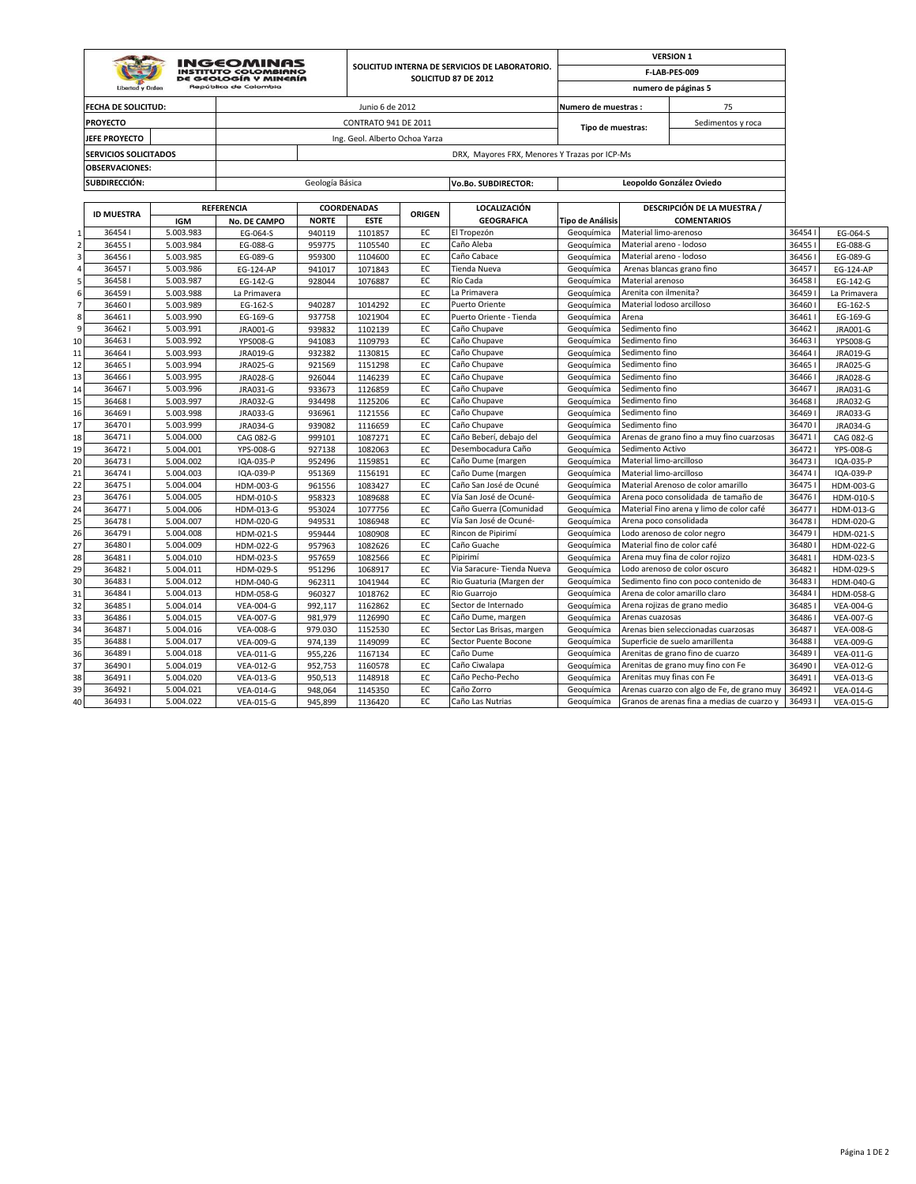**INGEOMINAS**
**INSTITUTO COLOMBIANO DE GEOLOGÍA Y MINERÍA**
República de Colombia

Libertad y Orden

| | | | |
|---|---|---|---|
| **SOLICITUD INTERNA DE SERVICIOS DE LABORATORIO. SOLICITUD 87 DE 2012** | | **VERSION 1** | |
| | | **F-LAB-PES-009** | |
| | | **numero de páginas 5** | |
| **FECHA DE SOLICITUD:** | Junio 6 de 2012 | **Numero de muestras :** | 75 |
| **PROYECTO** | CONTRATO 941 DE 2011 | **Tipo de muestras:** | Sedimentos y roca |
| **JEFE PROYECTO** | Ing. Geol. Alberto Ochoa Yarza | | |
| **SERVICIOS SOLICITADOS** | DRX, Mayores FRX, Menores Y Trazas por ICP-Ms | | |
| **OBSERVACIONES:** | | | |
| **SUBDIRECCIÓN:** | Geología Básica | **Vo.Bo. SUBDIRECTOR:** | **Leopoldo González Oviedo** |

| | ID MUESTRA | REFERENCIA | | COORDENADAS | | ORIGEN | LOCALIZACIÓN GEOGRAFICA | Tipo de Análisis | DESCRIPCIÓN DE LA MUESTRA / COMENTARIOS | | |
|---|---|---|---|---|---|---|---|---|---|---|---|
| | | IGM | No. DE CAMPO | NORTE | ESTE | | | | | | |
| 1 | 36454 I | 5.003.983 | EG-064-S | 940119 | 1101857 | EC | El Tropezón | Geoquímica | Material limo-arenoso | 36454 I | EG-064-S |
| 2 | 36455 I | 5.003.984 | EG-088-G | 959775 | 1105540 | EC | Caño Aleba | Geoquímica | Material areno - lodoso | 36455 I | EG-088-G |
| 3 | 36456 I | 5.003.985 | EG-089-G | 959300 | 1104600 | EC | Caño Cabace | Geoquímica | Material areno - lodoso | 36456 I | EG-089-G |
| 4 | 36457 I | 5.003.986 | EG-124-AP | 941017 | 1071843 | EC | Tienda Nueva | Geoquímica | Arenas blancas grano fino | 36457 I | EG-124-AP |
| 5 | 36458 I | 5.003.987 | EG-142-G | 928044 | 1076887 | EC | Río Cada | Geoquímica | Material arenoso | 36458 I | EG-142-G |
| 6 | 36459 I | 5.003.988 | La Primavera | | | EC | La Primavera | Geoquímica | Arenita con ilmenita? | 36459 I | La Primavera |
| 7 | 36460 I | 5.003.989 | EG-162-S | 940287 | 1014292 | EC | Puerto Oriente | Geoquímica | Material lodoso arcilloso | 36460 I | EG-162-S |
| 8 | 36461 I | 5.003.990 | EG-169-G | 937758 | 1021904 | EC | Puerto Oriente - Tienda | Geoquímica | Arena | 36461 I | EG-169-G |
| 9 | 36462 I | 5.003.991 | JRA001-G | 939832 | 1102139 | EC | Caño Chupave | Geoquímica | Sedimento fino | 36462 I | JRA001-G |
| 10 | 36463 I | 5.003.992 | YPS008-G | 941083 | 1109793 | EC | Caño Chupave | Geoquímica | Sedimento fino | 36463 I | YPS008-G |
| 11 | 36464 I | 5.003.993 | JRA019-G | 932382 | 1130815 | EC | Caño Chupave | Geoquímica | Sedimento fino | 36464 I | JRA019-G |
| 12 | 36465 I | 5.003.994 | JRA025-G | 921569 | 1151298 | EC | Caño Chupave | Geoquímica | Sedimento fino | 36465 I | JRA025-G |
| 13 | 36466 I | 5.003.995 | JRA028-G | 926044 | 1146239 | EC | Caño Chupave | Geoquímica | Sedimento fino | 36466 I | JRA028-G |
| 14 | 36467 I | 5.003.996 | JRA031-G | 933673 | 1126859 | EC | Caño Chupave | Geoquímica | Sedimento fino | 36467 I | JRA031-G |
| 15 | 36468 I | 5.003.997 | JRA032-G | 934498 | 1125206 | EC | Caño Chupave | Geoquímica | Sedimento fino | 36468 I | JRA032-G |
| 16 | 36469 I | 5.003.998 | JRA033-G | 936961 | 1121556 | EC | Caño Chupave | Geoquímica | Sedimento fino | 36469 I | JRA033-G |
| 17 | 36470 I | 5.003.999 | JRA034-G | 939082 | 1116659 | EC | Caño Chupave | Geoquímica | Sedimento fino | 36470 I | JRA034-G |
| 18 | 36471 I | 5.004.000 | CAG 082-G | 999101 | 1087271 | EC | Caño Beberí, debajo del | Geoquímica | Arenas de grano fino a muy fino cuarzosas | 36471 I | CAG 082-G |
| 19 | 36472 I | 5.004.001 | YPS-008-G | 927138 | 1082063 | EC | Desembocadura Caño | Geoquímica | Sedimento Activo | 36472 I | YPS-008-G |
| 20 | 36473 I | 5.004.002 | IQA-035-P | 952496 | 1159851 | EC | Caño Dume (margen | Geoquímica | Material limo-arcilloso | 36473 I | IQA-035-P |
| 21 | 36474 I | 5.004.003 | IQA-039-P | 951369 | 1156191 | EC | Caño Dume (margen | Geoquímica | Material limo-arcilloso | 36474 I | IQA-039-P |
| 22 | 36475 I | 5.004.004 | HDM-003-G | 961556 | 1083427 | EC | Caño San José de Ocuné | Geoquímica | Material Arenoso de color amarillo | 36475 I | HDM-003-G |
| 23 | 36476 I | 5.004.005 | HDM-010-S | 958323 | 1089688 | EC | Vía San José de Ocuné- | Geoquímica | Arena poco consolidada de tamaño de | 36476 I | HDM-010-S |
| 24 | 36477 I | 5.004.006 | HDM-013-G | 953024 | 1077756 | EC | Caño Guerra (Comunidad | Geoquímica | Material Fino arena y limo de color café | 36477 I | HDM-013-G |
| 25 | 36478 I | 5.004.007 | HDM-020-G | 949531 | 1086948 | EC | Vía San José de Ocuné- | Geoquímica | Arena poco consolidada | 36478 I | HDM-020-G |
| 26 | 36479 I | 5.004.008 | HDM-021-S | 959444 | 1080908 | EC | Rincon de Pipirimí | Geoquímica | Lodo arenoso de color negro | 36479 I | HDM-021-S |
| 27 | 36480 I | 5.004.009 | HDM-022-G | 957963 | 1082626 | EC | Caño Guache | Geoquímica | Material fino de color café | 36480 I | HDM-022-G |
| 28 | 36481 I | 5.004.010 | HDM-023-S | 957659 | 1082566 | EC | Pipirimí | Geoquímica | Arena muy fina de color rojizo | 36481 I | HDM-023-S |
| 29 | 36482 I | 5.004.011 | HDM-029-S | 951296 | 1068917 | EC | Via Saracure- Tienda Nueva | Geoquímica | Lodo arenoso de color oscuro | 36482 I | HDM-029-S |
| 30 | 36483 I | 5.004.012 | HDM-040-G | 962311 | 1041944 | EC | Rio Guaturia (Margen der | Geoquímica | Sedimento fino con poco contenido de | 36483 I | HDM-040-G |
| 31 | 36484 I | 5.004.013 | HDM-058-G | 960327 | 1018762 | EC | Rio Guarrojo | Geoquímica | Arena de color amarillo claro | 36484 I | HDM-058-G |
| 32 | 36485 I | 5.004.014 | VEA-004-G | 992,117 | 1162862 | EC | Sector de Internado | Geoquímica | Arena rojizas de grano medio | 36485 I | VEA-004-G |
| 33 | 36486 I | 5.004.015 | VEA-007-G | 981,979 | 1126990 | EC | Caño Dume, margen | Geoquímica | Arenas cuazosas | 36486 I | VEA-007-G |
| 34 | 36487 I | 5.004.016 | VEA-008-G | 979.03O | 1152530 | EC | Sector Las Brisas, margen | Geoquímica | Arenas bien seleccionadas cuarzosas | 36487 I | VEA-008-G |
| 35 | 36488 I | 5.004.017 | VEA-009-G | 974,139 | 1149099 | EC | Sector Puente Bocone | Geoquímica | Superficie de suelo amarillenta | 36488 I | VEA-009-G |
| 36 | 36489 I | 5.004.018 | VEA-011-G | 955,226 | 1167134 | EC | Caño Dume | Geoquímica | Arenitas de grano fino de cuarzo | 36489 I | VEA-011-G |
| 37 | 36490 I | 5.004.019 | VEA-012-G | 952,753 | 1160578 | EC | Caño Ciwalapa | Geoquímica | Arenitas de grano muy fino con Fe | 36490 I | VEA-012-G |
| 38 | 36491 I | 5.004.020 | VEA-013-G | 950,513 | 1148918 | EC | Caño Pecho-Pecho | Geoquímica | Arenitas muy finas con Fe | 36491 I | VEA-013-G |
| 39 | 36492 I | 5.004.021 | VEA-014-G | 948,064 | 1145350 | EC | Caño Zorro | Geoquímica | Arenas cuarzo con algo de Fe, de grano muy | 36492 I | VEA-014-G |
| 40 | 36493 I | 5.004.022 | VEA-015-G | 945,899 | 1136420 | EC | Caño Las Nutrias | Geoquímica | Granos de arenas fina a medias de cuarzo y | 36493 I | VEA-015-G |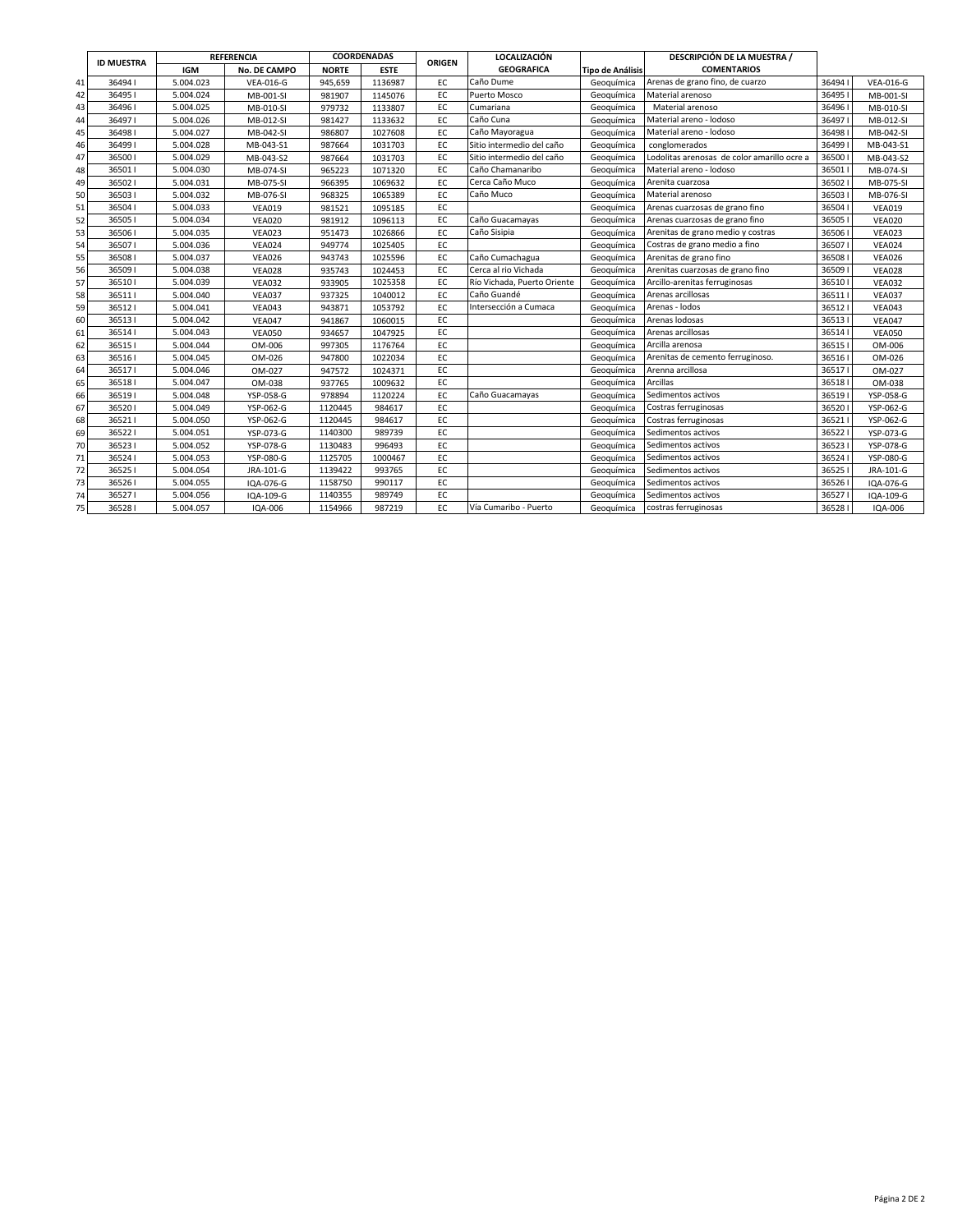| | ID MUESTRA | REFERENCIA | | COORDENADAS | | ORIGEN | LOCALIZACIÓN | | DESCRIPCIÓN DE LA MUESTRA / | | |
|---|---|---|---|---|---|---|---|---|---|---|---|
| | | IGM | No. DE CAMPO | NORTE | ESTE | | GEOGRAFICA | Tipo de Análisis | COMENTARIOS | | |
| 41 | 36494 I | 5.004.023 | VEA-016-G | 945,659 | 1136987 | EC | Caño Dume | Geoquímica | Arenas de grano fino, de cuarzo | 36494 I | VEA-016-G |
| 42 | 36495 I | 5.004.024 | MB-001-SI | 981907 | 1145076 | EC | Puerto Mosco | Geoquímica | Material arenoso | 36495 I | MB-001-SI |
| 43 | 36496 I | 5.004.025 | MB-010-SI | 979732 | 1133807 | EC | Cumariana | Geoquímica | Material arenoso | 36496 I | MB-010-SI |
| 44 | 36497 I | 5.004.026 | MB-012-SI | 981427 | 1133632 | EC | Caño Cuna | Geoquímica | Material areno - lodoso | 36497 I | MB-012-SI |
| 45 | 36498 I | 5.004.027 | MB-042-SI | 986807 | 1027608 | EC | Caño Mayoragua | Geoquímica | Material areno - lodoso | 36498 I | MB-042-SI |
| 46 | 36499 I | 5.004.028 | MB-043-S1 | 987664 | 1031703 | EC | Sitio intermedio del caño | Geoquímica | conglomerados | 36499 I | MB-043-S1 |
| 47 | 36500 I | 5.004.029 | MB-043-S2 | 987664 | 1031703 | EC | Sitio intermedio del caño | Geoquímica | Lodolitas arenosas de color amarillo ocre a | 36500 I | MB-043-S2 |
| 48 | 36501 I | 5.004.030 | MB-074-SI | 965223 | 1071320 | EC | Caño Chamanaribo | Geoquímica | Material areno - lodoso | 36501 I | MB-074-SI |
| 49 | 36502 I | 5.004.031 | MB-075-SI | 966395 | 1069632 | EC | Cerca Caño Muco | Geoquímica | Arenita cuarzosa | 36502 I | MB-075-SI |
| 50 | 36503 I | 5.004.032 | MB-076-SI | 968325 | 1065389 | EC | Caño Muco | Geoquímica | Material arenoso | 36503 I | MB-076-SI |
| 51 | 36504 I | 5.004.033 | VEA019 | 981521 | 1095185 | EC | | Geoquímica | Arenas cuarzosas de grano fino | 36504 I | VEA019 |
| 52 | 36505 I | 5.004.034 | VEA020 | 981912 | 1096113 | EC | Caño Guacamayas | Geoquímica | Arenas cuarzosas de grano fino | 36505 I | VEA020 |
| 53 | 36506 I | 5.004.035 | VEA023 | 951473 | 1026866 | EC | Caño Sisipia | Geoquímica | Arenitas de grano medio y costras | 36506 I | VEA023 |
| 54 | 36507 I | 5.004.036 | VEA024 | 949774 | 1025405 | EC | | Geoquímica | Costras de grano medio a fino | 36507 I | VEA024 |
| 55 | 36508 I | 5.004.037 | VEA026 | 943743 | 1025596 | EC | Caño Cumachagua | Geoquímica | Arenitas de grano fino | 36508 I | VEA026 |
| 56 | 36509 I | 5.004.038 | VEA028 | 935743 | 1024453 | EC | Cerca al rio Vichada | Geoquímica | Arenitas cuarzosas de grano fino | 36509 I | VEA028 |
| 57 | 36510 I | 5.004.039 | VEA032 | 933905 | 1025358 | EC | Río Vichada, Puerto Oriente | Geoquímica | Arcillo-arenitas ferruginosas | 36510 I | VEA032 |
| 58 | 36511 I | 5.004.040 | VEA037 | 937325 | 1040012 | EC | Caño Guandé | Geoquímica | Arenas arcillosas | 36511 I | VEA037 |
| 59 | 36512 I | 5.004.041 | VEA043 | 943871 | 1053792 | EC | Intersección a Cumaca | Geoquímica | Arenas - lodos | 36512 I | VEA043 |
| 60 | 36513 I | 5.004.042 | VEA047 | 941867 | 1060015 | EC | | Geoquímica | Arenas lodosas | 36513 I | VEA047 |
| 61 | 36514 I | 5.004.043 | VEA050 | 934657 | 1047925 | EC | | Geoquímica | Arenas arcillosas | 36514 I | VEA050 |
| 62 | 36515 I | 5.004.044 | OM-006 | 997305 | 1176764 | EC | | Geoquímica | Arcilla arenosa | 36515 I | OM-006 |
| 63 | 36516 I | 5.004.045 | OM-026 | 947800 | 1022034 | EC | | Geoquímica | Arenitas de cemento ferruginoso. | 36516 I | OM-026 |
| 64 | 36517 I | 5.004.046 | OM-027 | 947572 | 1024371 | EC | | Geoquímica | Arenna arcillosa | 36517 I | OM-027 |
| 65 | 36518 I | 5.004.047 | OM-038 | 937765 | 1009632 | EC | | Geoquímica | Arcillas | 36518 I | OM-038 |
| 66 | 36519 I | 5.004.048 | YSP-058-G | 978894 | 1120224 | EC | Caño Guacamayas | Geoquímica | Sedimentos activos | 36519 I | YSP-058-G |
| 67 | 36520 I | 5.004.049 | YSP-062-G | 1120445 | 984617 | EC | | Geoquímica | Costras ferruginosas | 36520 I | YSP-062-G |
| 68 | 36521 I | 5.004.050 | YSP-062-G | 1120445 | 984617 | EC | | Geoquímica | Costras ferruginosas | 36521 I | YSP-062-G |
| 69 | 36522 I | 5.004.051 | YSP-073-G | 1140300 | 989739 | EC | | Geoquímica | Sedimentos activos | 36522 I | YSP-073-G |
| 70 | 36523 I | 5.004.052 | YSP-078-G | 1130483 | 996493 | EC | | Geoquímica | Sedimentos activos | 36523 I | YSP-078-G |
| 71 | 36524 I | 5.004.053 | YSP-080-G | 1125705 | 1000467 | EC | | Geoquímica | Sedimentos activos | 36524 I | YSP-080-G |
| 72 | 36525 I | 5.004.054 | JRA-101-G | 1139422 | 993765 | EC | | Geoquímica | Sedimentos activos | 36525 I | JRA-101-G |
| 73 | 36526 I | 5.004.055 | IQA-076-G | 1158750 | 990117 | EC | | Geoquímica | Sedimentos activos | 36526 I | IQA-076-G |
| 74 | 36527 I | 5.004.056 | IQA-109-G | 1140355 | 989749 | EC | | Geoquímica | Sedimentos activos | 36527 I | IQA-109-G |
| 75 | 36528 I | 5.004.057 | IQA-006 | 1154966 | 987219 | EC | Vía Cumaribo - Puerto | Geoquímica | costras ferruginosas | 36528 I | IQA-006 |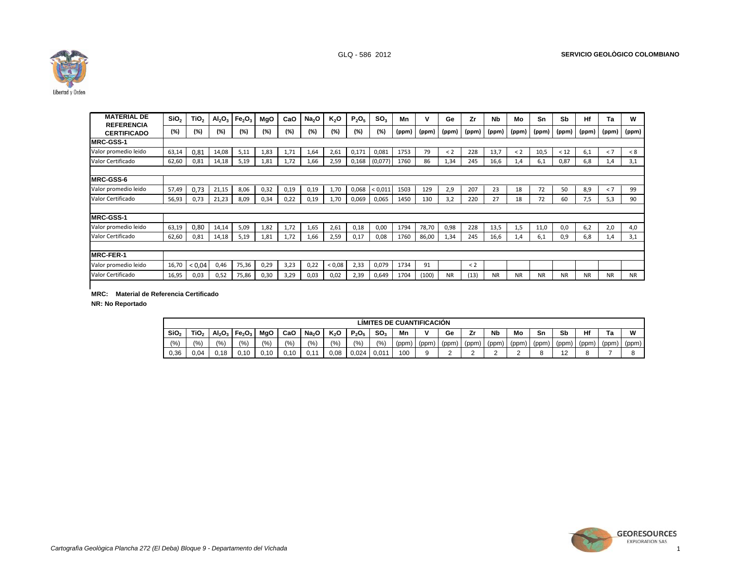| MATERIAL DE REFERENCIA CERTIFICADO | $SiO_2$ | $TiO_2$ | $Al_2O_3$ | $Fe_2O_3$ | MgO | CaO | $Na_2O$ | $K_2O$ | $P_2O_5$ | $SO_3$ | Mn | V | Ge | Zr | Nb | Mo | Sn | Sb | Hf | Ta | W |
|---|---|---|---|---|---|---|---|---|---|---|---|---|---|---|---|---|---|---|---|---|---|
| | (%) | (%) | (%) | (%) | (%) | (%) | (%) | (%) | (%) | (%) | (ppm) | (ppm) | (ppm) | (ppm) | (ppm) | (ppm) | (ppm) | (ppm) | (ppm) | (ppm) | (ppm) |
| **MRC-GSS-1** | | | | | | | | | | | | | | | | | | | | | |
| Valor promedio leido | 63,14 | 0,81 | 14,08 | 5,11 | 1,83 | 1,71 | 1,64 | 2,61 | 0,171 | 0,081 | 1753 | 79 | < 2 | 228 | 13,7 | < 2 | 10,5 | < 12 | 6,1 | < 7 | < 8 |
| Valor Certificado | 62,60 | 0,81 | 14,18 | 5,19 | 1,81 | 1,72 | 1,66 | 2,59 | 0,168 | (0,077) | 1760 | 86 | 1,34 | 245 | 16,6 | 1,4 | 6,1 | 0,87 | 6,8 | 1,4 | 3,1 |
| **MRC-GSS-6** | | | | | | | | | | | | | | | | | | | | | |
| Valor promedio leido | 57,49 | 0,73 | 21,15 | 8,06 | 0,32 | 0,19 | 0,19 | 1,70 | 0,068 | < 0,011 | 1503 | 129 | 2,9 | 207 | 23 | 18 | 72 | 50 | 8,9 | < 7 | 99 |
| Valor Certificado | 56,93 | 0,73 | 21,23 | 8,09 | 0,34 | 0,22 | 0,19 | 1,70 | 0,069 | 0,065 | 1450 | 130 | 3,2 | 220 | 27 | 18 | 72 | 60 | 7,5 | 5,3 | 90 |
| **MRC-GSS-1** | | | | | | | | | | | | | | | | | | | | | |
| Valor promedio leido | 63,19 | 0,80 | 14,14 | 5,09 | 1,82 | 1,72 | 1,65 | 2,61 | 0,18 | 0,00 | 1794 | 78,70 | 0,98 | 228 | 13,5 | 1,5 | 11,0 | 0,0 | 6,2 | 2,0 | 4,0 |
| Valor Certificado | 62,60 | 0,81 | 14,18 | 5,19 | 1,81 | 1,72 | 1,66 | 2,59 | 0,17 | 0,08 | 1760 | 86,00 | 1,34 | 245 | 16,6 | 1,4 | 6,1 | 0,9 | 6,8 | 1,4 | 3,1 |
| **MRC-FER-1** | | | | | | | | | | | | | | | | | | | | | |
| Valor promedio leido | 16,70 | < 0,04 | 0,46 | 75,36 | 0,29 | 3,23 | 0,22 | < 0,08 | 2,33 | 0,079 | 1734 | 91 | | < 2 | | | | | | | |
| Valor Certificado | 16,95 | 0,03 | 0,52 | 75,86 | 0,30 | 3,29 | 0,03 | 0,02 | 2,39 | 0,649 | 1704 | (100) | NR | (13) | NR | NR | NR | NR | NR | NR | NR |

**MRC: Material de Referencia Certificado**

**NR: No Reportado**

| LÍMITES DE CUANTIFICACIÓN | | | | | | | | | | | | | | | | | | | | |
|---|---|---|---|---|---|---|---|---|---|---|---|---|---|---|---|---|---|---|---|---|
| $SiO_2$ | $TiO_2$ | $Al_2O_3$ | $Fe_2O_3$ | MgO | CaO | $Na_2O$ | $K_2O$ | $P_2O_5$ | $SO_3$ | Mn | V | Ge | Zr | Nb | Mo | Sn | Sb | Hf | Ta | W |
| (%) | (%) | (%) | (%) | (%) | (%) | (%) | (%) | (%) | (%) | (ppm) | (ppm) | (ppm) | (ppm) | (ppm) | (ppm) | (ppm) | (ppm) | (ppm) | (ppm) | (ppm) |
| 0,36 | 0,04 | 0,18 | 0,10 | 0,10 | 0,10 | 0,11 | 0,08 | 0,024 | 0,011 | 100 | 9 | 2 | 2 | 2 | 2 | 8 | 12 | 8 | 7 | 8 |